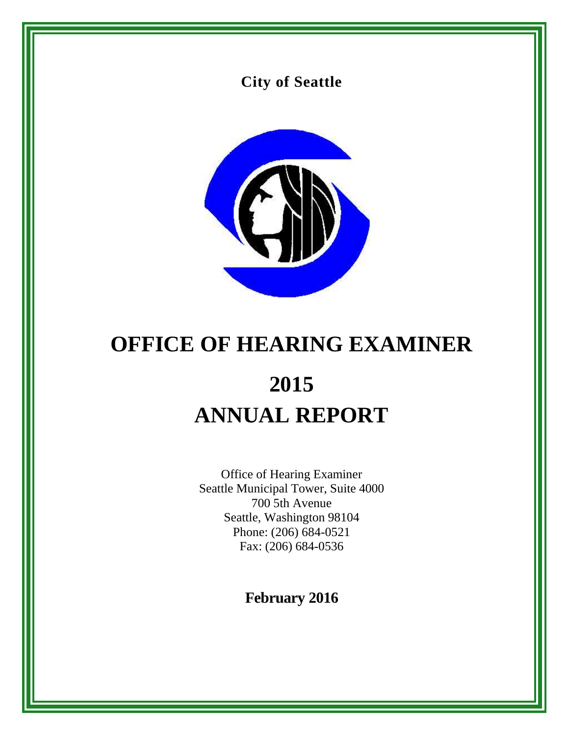**City of Seattle**

# OFFICE OF HEARING EXAMINER

# 2015
# ANNUAL REPORT

Office of Hearing Examiner
Seattle Municipal Tower, Suite 4000
700 5th Avenue
Seattle, Washington 98104
Phone: (206) 684-0521
Fax: (206) 684-0536

**February 2016**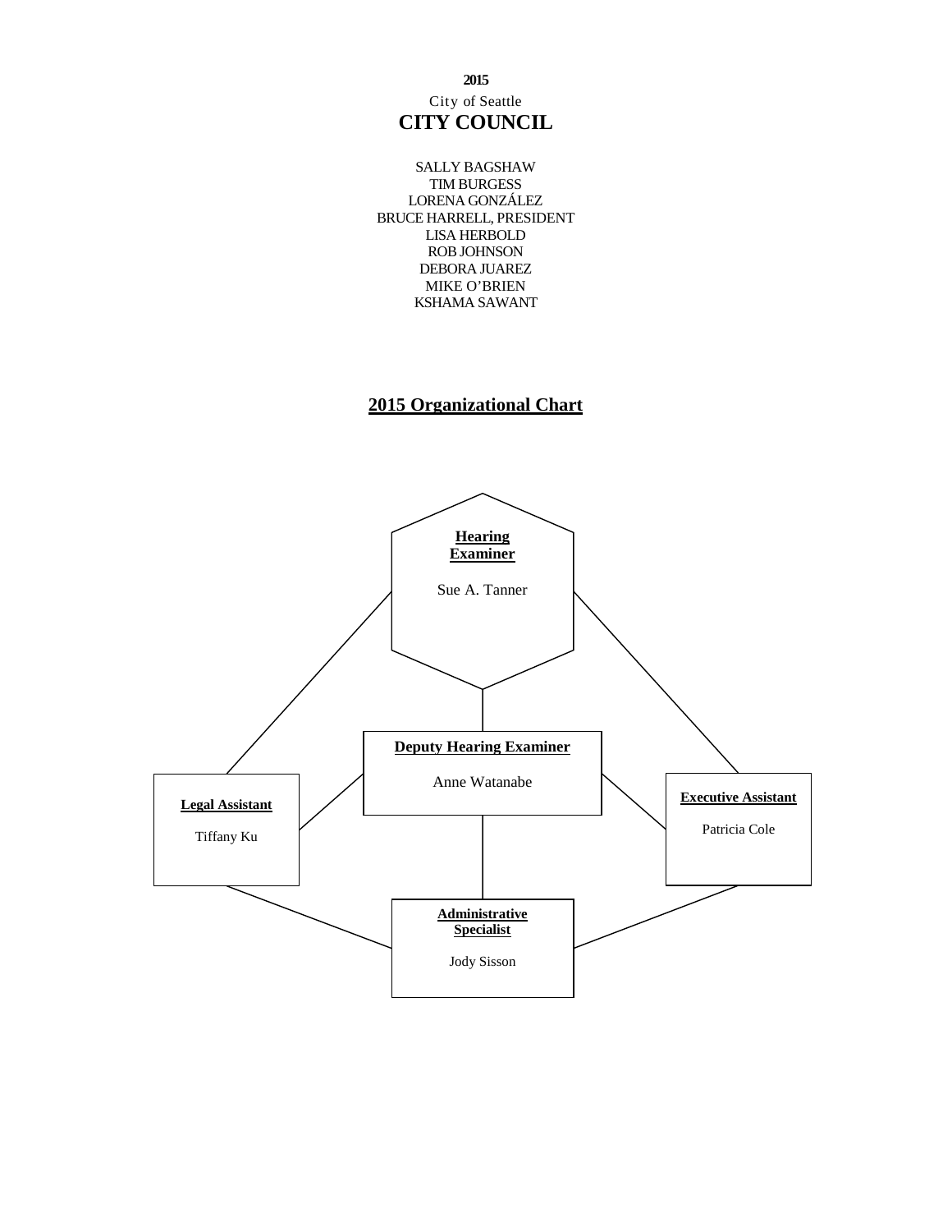**2015**

City of Seattle

# CITY COUNCIL

SALLY BAGSHAW
TIM BURGESS
LORENA GONZÁLEZ
BRUCE HARRELL, PRESIDENT
LISA HERBOLD
ROB JOHNSON
DEBORA JUAREZ
MIKE O'BRIEN
KSHAMA SAWANT

## 2015 Organizational Chart

**Hearing Examiner**

Sue A. Tanner

**Deputy Hearing Examiner**

Anne Watanabe

**Legal Assistant**

Tiffany Ku

**Executive Assistant**

Patricia Cole

**Administrative Specialist**

Jody Sisson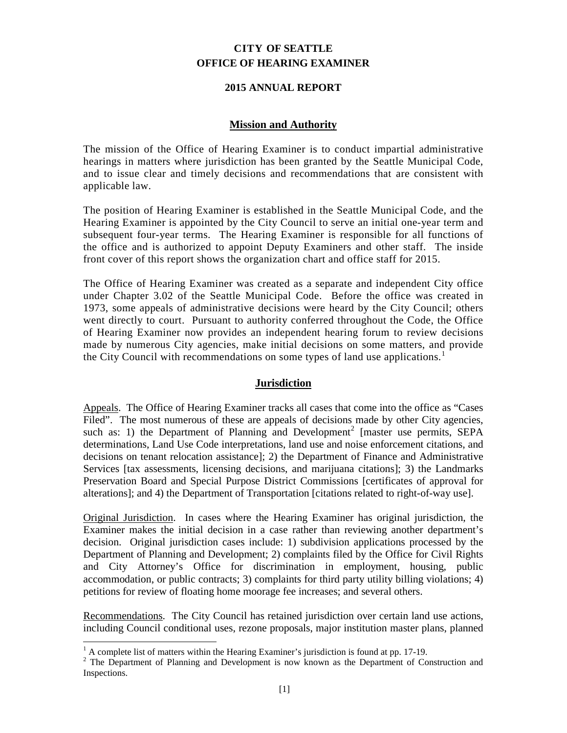# CITY OF SEATTLE
# OFFICE OF HEARING EXAMINER

## 2015 ANNUAL REPORT

### Mission and Authority

The mission of the Office of Hearing Examiner is to conduct impartial administrative hearings in matters where jurisdiction has been granted by the Seattle Municipal Code, and to issue clear and timely decisions and recommendations that are consistent with applicable law.

The position of Hearing Examiner is established in the Seattle Municipal Code, and the Hearing Examiner is appointed by the City Council to serve an initial one-year term and subsequent four-year terms. The Hearing Examiner is responsible for all functions of the office and is authorized to appoint Deputy Examiners and other staff. The inside front cover of this report shows the organization chart and office staff for 2015.

The Office of Hearing Examiner was created as a separate and independent City office under Chapter 3.02 of the Seattle Municipal Code. Before the office was created in 1973, some appeals of administrative decisions were heard by the City Council; others went directly to court. Pursuant to authority conferred throughout the Code, the Office of Hearing Examiner now provides an independent hearing forum to review decisions made by numerous City agencies, make initial decisions on some matters, and provide the City Council with recommendations on some types of land use applications.[1]

### Jurisdiction

Appeals. The Office of Hearing Examiner tracks all cases that come into the office as "Cases Filed". The most numerous of these are appeals of decisions made by other City agencies, such as: 1) the Department of Planning and Development[2] [master use permits, SEPA determinations, Land Use Code interpretations, land use and noise enforcement citations, and decisions on tenant relocation assistance]; 2) the Department of Finance and Administrative Services [tax assessments, licensing decisions, and marijuana citations]; 3) the Landmarks Preservation Board and Special Purpose District Commissions [certificates of approval for alterations]; and 4) the Department of Transportation [citations related to right-of-way use].

Original Jurisdiction. In cases where the Hearing Examiner has original jurisdiction, the Examiner makes the initial decision in a case rather than reviewing another department's decision. Original jurisdiction cases include: 1) subdivision applications processed by the Department of Planning and Development; 2) complaints filed by the Office for Civil Rights and City Attorney's Office for discrimination in employment, housing, public accommodation, or public contracts; 3) complaints for third party utility billing violations; 4) petitions for review of floating home moorage fee increases; and several others.

Recommendations. The City Council has retained jurisdiction over certain land use actions, including Council conditional uses, rezone proposals, major institution master plans, planned

---

[1] A complete list of matters within the Hearing Examiner's jurisdiction is found at pp. 17-19.

[2] The Department of Planning and Development is now known as the Department of Construction and Inspections.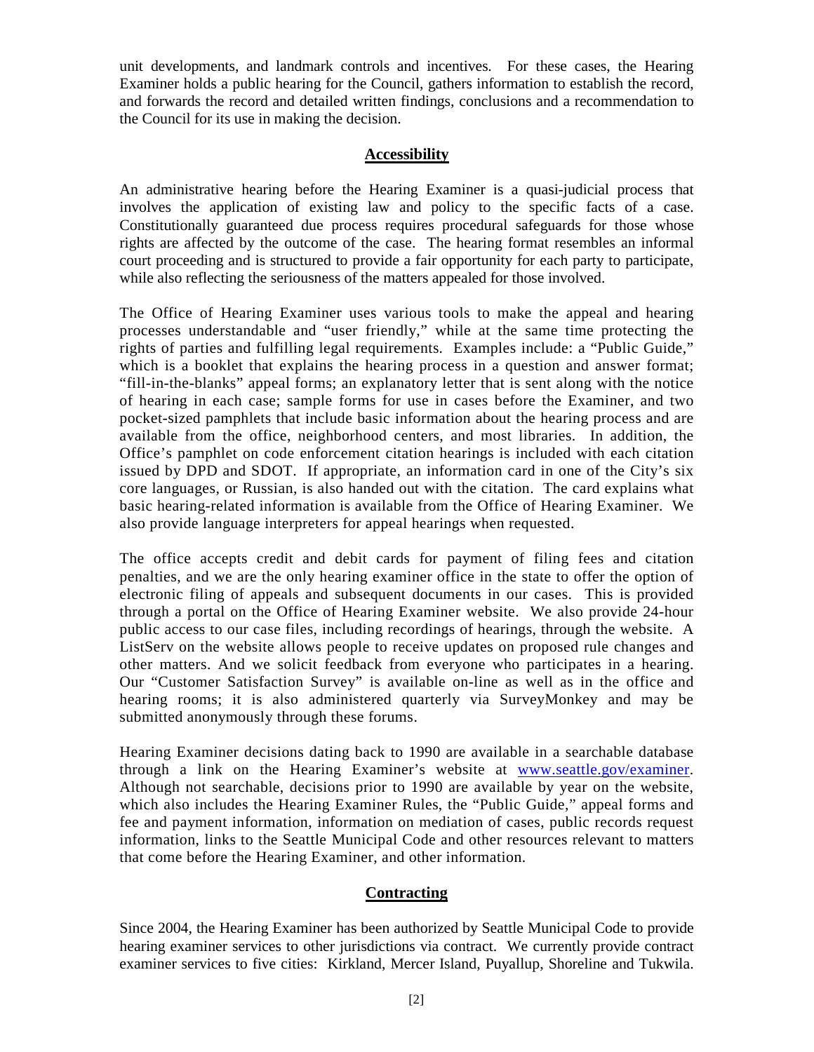unit developments, and landmark controls and incentives. For these cases, the Hearing Examiner holds a public hearing for the Council, gathers information to establish the record, and forwards the record and detailed written findings, conclusions and a recommendation to the Council for its use in making the decision.

## Accessibility

An administrative hearing before the Hearing Examiner is a quasi-judicial process that involves the application of existing law and policy to the specific facts of a case. Constitutionally guaranteed due process requires procedural safeguards for those whose rights are affected by the outcome of the case. The hearing format resembles an informal court proceeding and is structured to provide a fair opportunity for each party to participate, while also reflecting the seriousness of the matters appealed for those involved.

The Office of Hearing Examiner uses various tools to make the appeal and hearing processes understandable and "user friendly," while at the same time protecting the rights of parties and fulfilling legal requirements. Examples include: a "Public Guide," which is a booklet that explains the hearing process in a question and answer format; "fill-in-the-blanks" appeal forms; an explanatory letter that is sent along with the notice of hearing in each case; sample forms for use in cases before the Examiner, and two pocket-sized pamphlets that include basic information about the hearing process and are available from the office, neighborhood centers, and most libraries. In addition, the Office's pamphlet on code enforcement citation hearings is included with each citation issued by DPD and SDOT. If appropriate, an information card in one of the City's six core languages, or Russian, is also handed out with the citation. The card explains what basic hearing-related information is available from the Office of Hearing Examiner. We also provide language interpreters for appeal hearings when requested.

The office accepts credit and debit cards for payment of filing fees and citation penalties, and we are the only hearing examiner office in the state to offer the option of electronic filing of appeals and subsequent documents in our cases. This is provided through a portal on the Office of Hearing Examiner website. We also provide 24-hour public access to our case files, including recordings of hearings, through the website. A ListServ on the website allows people to receive updates on proposed rule changes and other matters. And we solicit feedback from everyone who participates in a hearing. Our "Customer Satisfaction Survey" is available on-line as well as in the office and hearing rooms; it is also administered quarterly via SurveyMonkey and may be submitted anonymously through these forums.

Hearing Examiner decisions dating back to 1990 are available in a searchable database through a link on the Hearing Examiner's website at www.seattle.gov/examiner. Although not searchable, decisions prior to 1990 are available by year on the website, which also includes the Hearing Examiner Rules, the "Public Guide," appeal forms and fee and payment information, information on mediation of cases, public records request information, links to the Seattle Municipal Code and other resources relevant to matters that come before the Hearing Examiner, and other information.

## Contracting

Since 2004, the Hearing Examiner has been authorized by Seattle Municipal Code to provide hearing examiner services to other jurisdictions via contract. We currently provide contract examiner services to five cities: Kirkland, Mercer Island, Puyallup, Shoreline and Tukwila.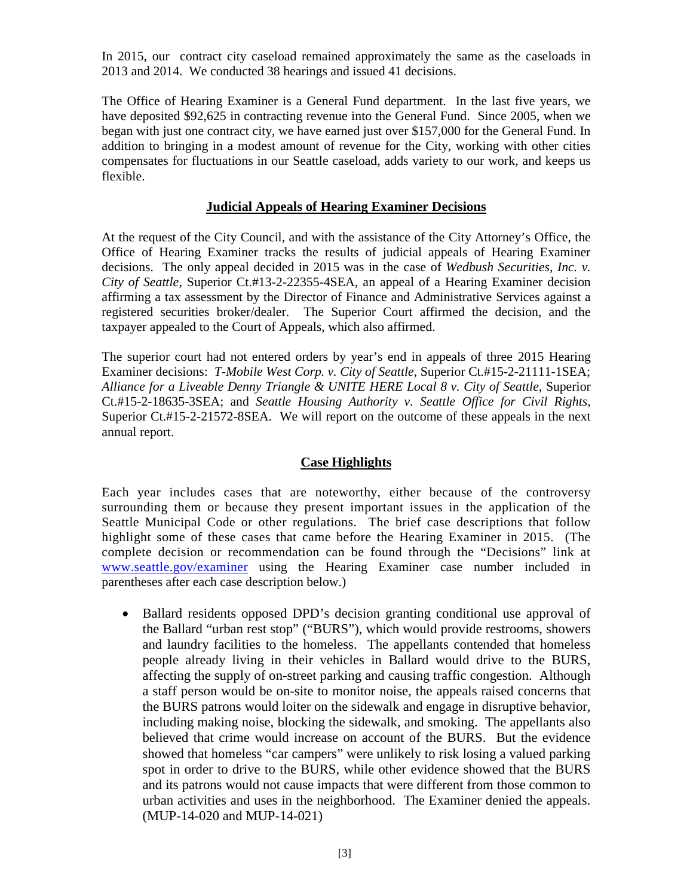In 2015, our contract city caseload remained approximately the same as the caseloads in 2013 and 2014. We conducted 38 hearings and issued 41 decisions.

The Office of Hearing Examiner is a General Fund department. In the last five years, we have deposited $92,625 in contracting revenue into the General Fund. Since 2005, when we began with just one contract city, we have earned just over $157,000 for the General Fund. In addition to bringing in a modest amount of revenue for the City, working with other cities compensates for fluctuations in our Seattle caseload, adds variety to our work, and keeps us flexible.

## Judicial Appeals of Hearing Examiner Decisions

At the request of the City Council, and with the assistance of the City Attorney's Office, the Office of Hearing Examiner tracks the results of judicial appeals of Hearing Examiner decisions. The only appeal decided in 2015 was in the case of *Wedbush Securities, Inc. v. City of Seattle*, Superior Ct.#13-2-22355-4SEA, an appeal of a Hearing Examiner decision affirming a tax assessment by the Director of Finance and Administrative Services against a registered securities broker/dealer. The Superior Court affirmed the decision, and the taxpayer appealed to the Court of Appeals, which also affirmed.

The superior court had not entered orders by year's end in appeals of three 2015 Hearing Examiner decisions: *T-Mobile West Corp. v. City of Seattle*, Superior Ct.#15-2-21111-1SEA; *Alliance for a Liveable Denny Triangle & UNITE HERE Local 8 v. City of Seattle*, Superior Ct.#15-2-18635-3SEA; and *Seattle Housing Authority v. Seattle Office for Civil Rights*, Superior Ct.#15-2-21572-8SEA. We will report on the outcome of these appeals in the next annual report.

## Case Highlights

Each year includes cases that are noteworthy, either because of the controversy surrounding them or because they present important issues in the application of the Seattle Municipal Code or other regulations. The brief case descriptions that follow highlight some of these cases that came before the Hearing Examiner in 2015. (The complete decision or recommendation can be found through the "Decisions" link at www.seattle.gov/examiner using the Hearing Examiner case number included in parentheses after each case description below.)

- Ballard residents opposed DPD's decision granting conditional use approval of the Ballard "urban rest stop" ("BURS"), which would provide restrooms, showers and laundry facilities to the homeless. The appellants contended that homeless people already living in their vehicles in Ballard would drive to the BURS, affecting the supply of on-street parking and causing traffic congestion. Although a staff person would be on-site to monitor noise, the appeals raised concerns that the BURS patrons would loiter on the sidewalk and engage in disruptive behavior, including making noise, blocking the sidewalk, and smoking. The appellants also believed that crime would increase on account of the BURS. But the evidence showed that homeless "car campers" were unlikely to risk losing a valued parking spot in order to drive to the BURS, while other evidence showed that the BURS and its patrons would not cause impacts that were different from those common to urban activities and uses in the neighborhood. The Examiner denied the appeals. (MUP-14-020 and MUP-14-021)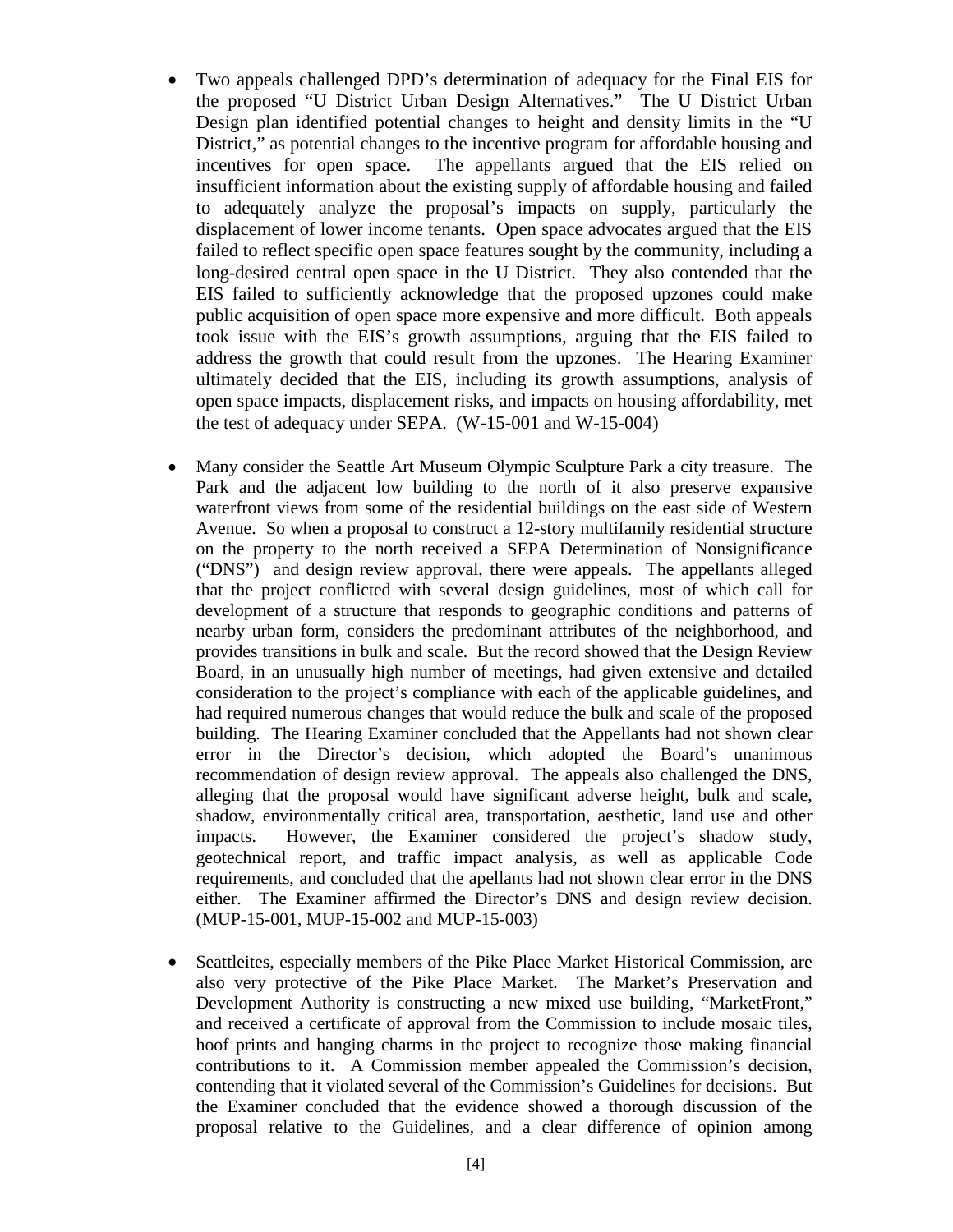- Two appeals challenged DPD's determination of adequacy for the Final EIS for the proposed "U District Urban Design Alternatives." The U District Urban Design plan identified potential changes to height and density limits in the "U District," as potential changes to the incentive program for affordable housing and incentives for open space. The appellants argued that the EIS relied on insufficient information about the existing supply of affordable housing and failed to adequately analyze the proposal's impacts on supply, particularly the displacement of lower income tenants. Open space advocates argued that the EIS failed to reflect specific open space features sought by the community, including a long-desired central open space in the U District. They also contended that the EIS failed to sufficiently acknowledge that the proposed upzones could make public acquisition of open space more expensive and more difficult. Both appeals took issue with the EIS's growth assumptions, arguing that the EIS failed to address the growth that could result from the upzones. The Hearing Examiner ultimately decided that the EIS, including its growth assumptions, analysis of open space impacts, displacement risks, and impacts on housing affordability, met the test of adequacy under SEPA. (W-15-001 and W-15-004)

- Many consider the Seattle Art Museum Olympic Sculpture Park a city treasure. The Park and the adjacent low building to the north of it also preserve expansive waterfront views from some of the residential buildings on the east side of Western Avenue. So when a proposal to construct a 12-story multifamily residential structure on the property to the north received a SEPA Determination of Nonsignificance ("DNS") and design review approval, there were appeals. The appellants alleged that the project conflicted with several design guidelines, most of which call for development of a structure that responds to geographic conditions and patterns of nearby urban form, considers the predominant attributes of the neighborhood, and provides transitions in bulk and scale. But the record showed that the Design Review Board, in an unusually high number of meetings, had given extensive and detailed consideration to the project's compliance with each of the applicable guidelines, and had required numerous changes that would reduce the bulk and scale of the proposed building. The Hearing Examiner concluded that the Appellants had not shown clear error in the Director's decision, which adopted the Board's unanimous recommendation of design review approval. The appeals also challenged the DNS, alleging that the proposal would have significant adverse height, bulk and scale, shadow, environmentally critical area, transportation, aesthetic, land use and other impacts. However, the Examiner considered the project's shadow study, geotechnical report, and traffic impact analysis, as well as applicable Code requirements, and concluded that the appellants had not shown clear error in the DNS either. The Examiner affirmed the Director's DNS and design review decision. (MUP-15-001, MUP-15-002 and MUP-15-003)

- Seattleites, especially members of the Pike Place Market Historical Commission, are also very protective of the Pike Place Market. The Market's Preservation and Development Authority is constructing a new mixed use building, "MarketFront," and received a certificate of approval from the Commission to include mosaic tiles, hoof prints and hanging charms in the project to recognize those making financial contributions to it. A Commission member appealed the Commission's decision, contending that it violated several of the Commission's Guidelines for decisions. But the Examiner concluded that the evidence showed a thorough discussion of the proposal relative to the Guidelines, and a clear difference of opinion among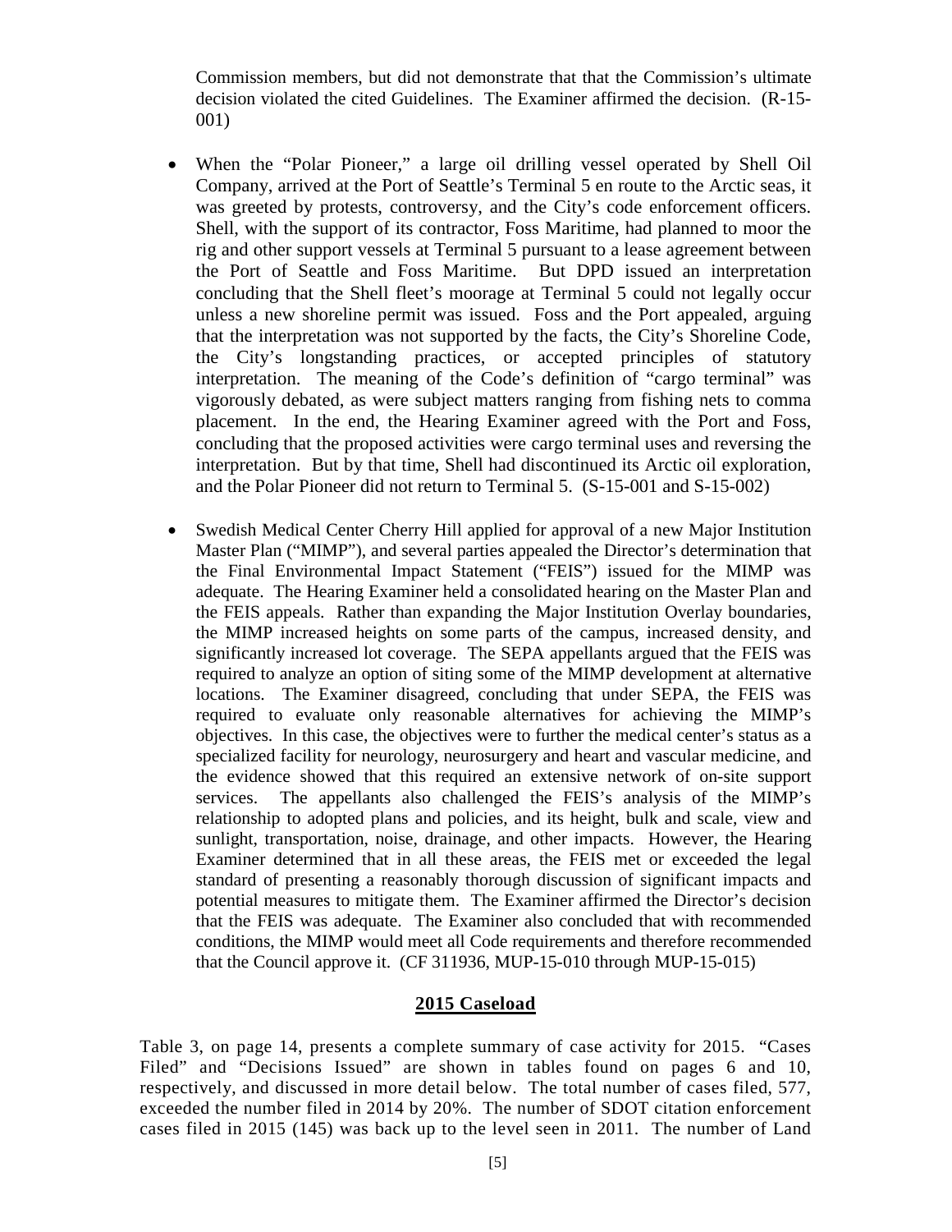Commission members, but did not demonstrate that that the Commission's ultimate decision violated the cited Guidelines. The Examiner affirmed the decision. (R-15-001)

- When the "Polar Pioneer," a large oil drilling vessel operated by Shell Oil Company, arrived at the Port of Seattle's Terminal 5 en route to the Arctic seas, it was greeted by protests, controversy, and the City's code enforcement officers. Shell, with the support of its contractor, Foss Maritime, had planned to moor the rig and other support vessels at Terminal 5 pursuant to a lease agreement between the Port of Seattle and Foss Maritime. But DPD issued an interpretation concluding that the Shell fleet's moorage at Terminal 5 could not legally occur unless a new shoreline permit was issued. Foss and the Port appealed, arguing that the interpretation was not supported by the facts, the City's Shoreline Code, the City's longstanding practices, or accepted principles of statutory interpretation. The meaning of the Code's definition of "cargo terminal" was vigorously debated, as were subject matters ranging from fishing nets to comma placement. In the end, the Hearing Examiner agreed with the Port and Foss, concluding that the proposed activities were cargo terminal uses and reversing the interpretation. But by that time, Shell had discontinued its Arctic oil exploration, and the Polar Pioneer did not return to Terminal 5. (S-15-001 and S-15-002)

- Swedish Medical Center Cherry Hill applied for approval of a new Major Institution Master Plan ("MIMP"), and several parties appealed the Director's determination that the Final Environmental Impact Statement ("FEIS") issued for the MIMP was adequate. The Hearing Examiner held a consolidated hearing on the Master Plan and the FEIS appeals. Rather than expanding the Major Institution Overlay boundaries, the MIMP increased heights on some parts of the campus, increased density, and significantly increased lot coverage. The SEPA appellants argued that the FEIS was required to analyze an option of siting some of the MIMP development at alternative locations. The Examiner disagreed, concluding that under SEPA, the FEIS was required to evaluate only reasonable alternatives for achieving the MIMP's objectives. In this case, the objectives were to further the medical center's status as a specialized facility for neurology, neurosurgery and heart and vascular medicine, and the evidence showed that this required an extensive network of on-site support services. The appellants also challenged the FEIS's analysis of the MIMP's relationship to adopted plans and policies, and its height, bulk and scale, view and sunlight, transportation, noise, drainage, and other impacts. However, the Hearing Examiner determined that in all these areas, the FEIS met or exceeded the legal standard of presenting a reasonably thorough discussion of significant impacts and potential measures to mitigate them. The Examiner affirmed the Director's decision that the FEIS was adequate. The Examiner also concluded that with recommended conditions, the MIMP would meet all Code requirements and therefore recommended that the Council approve it. (CF 311936, MUP-15-010 through MUP-15-015)

## 2015 Caseload

Table 3, on page 14, presents a complete summary of case activity for 2015. "Cases Filed" and "Decisions Issued" are shown in tables found on pages 6 and 10, respectively, and discussed in more detail below. The total number of cases filed, 577, exceeded the number filed in 2014 by 20%. The number of SDOT citation enforcement cases filed in 2015 (145) was back up to the level seen in 2011. The number of Land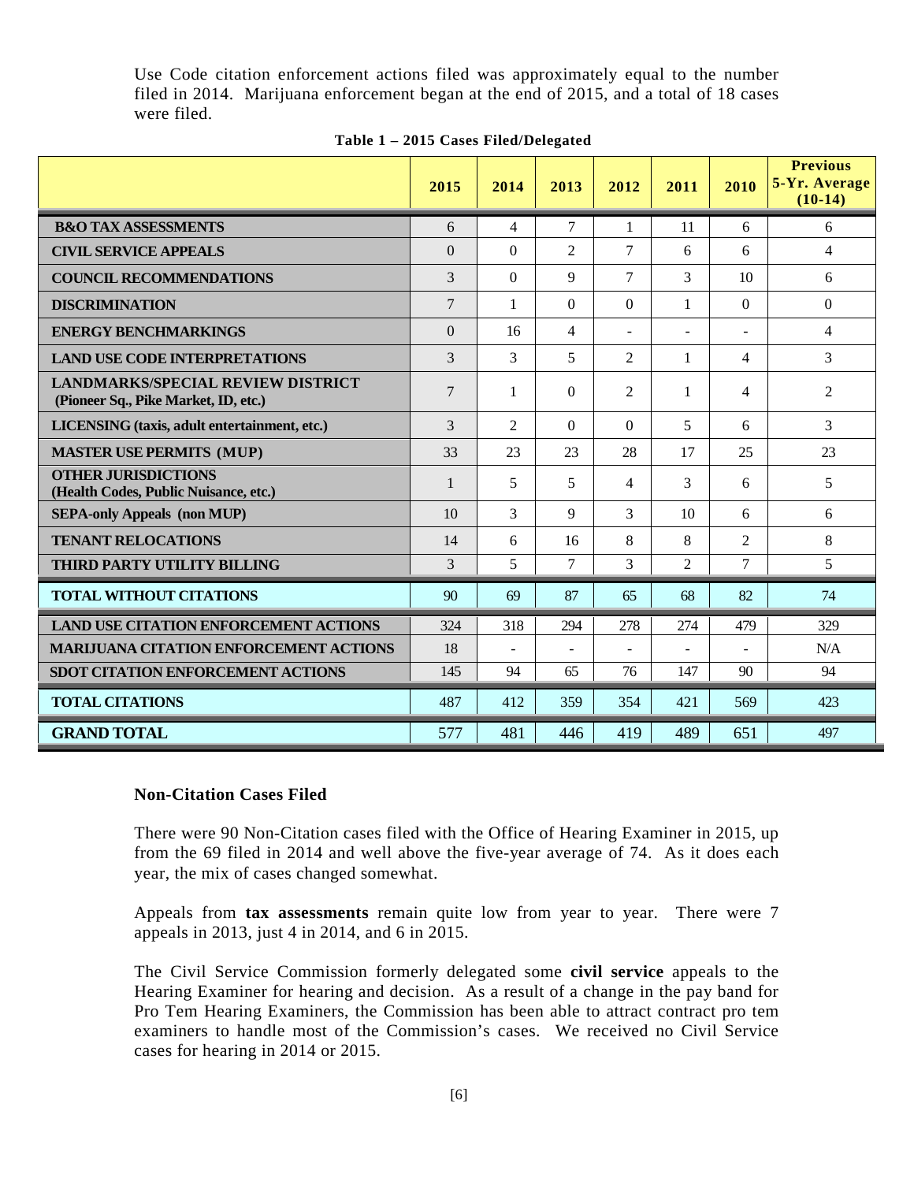Use Code citation enforcement actions filed was approximately equal to the number filed in 2014. Marijuana enforcement began at the end of 2015, and a total of 18 cases were filed.

**Table 1 – 2015 Cases Filed/Delegated**

| | 2015 | 2014 | 2013 | 2012 | 2011 | 2010 | Previous 5-Yr. Average (10-14) |
|---|---|---|---|---|---|---|---|
| **B&O TAX ASSESSMENTS** | 6 | 4 | 7 | 1 | 11 | 6 | 6 |
| **CIVIL SERVICE APPEALS** | 0 | 0 | 2 | 7 | 6 | 6 | 4 |
| **COUNCIL RECOMMENDATIONS** | 3 | 0 | 9 | 7 | 3 | 10 | 6 |
| **DISCRIMINATION** | 7 | 1 | 0 | 0 | 1 | 0 | 0 |
| **ENERGY BENCHMARKINGS** | 0 | 16 | 4 | - | - | - | 4 |
| **LAND USE CODE INTERPRETATIONS** | 3 | 3 | 5 | 2 | 1 | 4 | 3 |
| **LANDMARKS/SPECIAL REVIEW DISTRICT (Pioneer Sq., Pike Market, ID, etc.)** | 7 | 1 | 0 | 2 | 1 | 4 | 2 |
| **LICENSING (taxis, adult entertainment, etc.)** | 3 | 2 | 0 | 0 | 5 | 6 | 3 |
| **MASTER USE PERMITS (MUP)** | 33 | 23 | 23 | 28 | 17 | 25 | 23 |
| **OTHER JURISDICTIONS (Health Codes, Public Nuisance, etc.)** | 1 | 5 | 5 | 4 | 3 | 6 | 5 |
| **SEPA-only Appeals (non MUP)** | 10 | 3 | 9 | 3 | 10 | 6 | 6 |
| **TENANT RELOCATIONS** | 14 | 6 | 16 | 8 | 8 | 2 | 8 |
| **THIRD PARTY UTILITY BILLING** | 3 | 5 | 7 | 3 | 2 | 7 | 5 |
| **TOTAL WITHOUT CITATIONS** | 90 | 69 | 87 | 65 | 68 | 82 | 74 |
| **LAND USE CITATION ENFORCEMENT ACTIONS** | 324 | 318 | 294 | 278 | 274 | 479 | 329 |
| **MARIJUANA CITATION ENFORCEMENT ACTIONS** | 18 | - | - | - | - | - | N/A |
| **SDOT CITATION ENFORCEMENT ACTIONS** | 145 | 94 | 65 | 76 | 147 | 90 | 94 |
| **TOTAL CITATIONS** | 487 | 412 | 359 | 354 | 421 | 569 | 423 |
| **GRAND TOTAL** | 577 | 481 | 446 | 419 | 489 | 651 | 497 |

### Non-Citation Cases Filed

There were 90 Non-Citation cases filed with the Office of Hearing Examiner in 2015, up from the 69 filed in 2014 and well above the five-year average of 74. As it does each year, the mix of cases changed somewhat.

Appeals from **tax assessments** remain quite low from year to year. There were 7 appeals in 2013, just 4 in 2014, and 6 in 2015.

The Civil Service Commission formerly delegated some **civil service** appeals to the Hearing Examiner for hearing and decision. As a result of a change in the pay band for Pro Tem Hearing Examiners, the Commission has been able to attract contract pro tem examiners to handle most of the Commission's cases. We received no Civil Service cases for hearing in 2014 or 2015.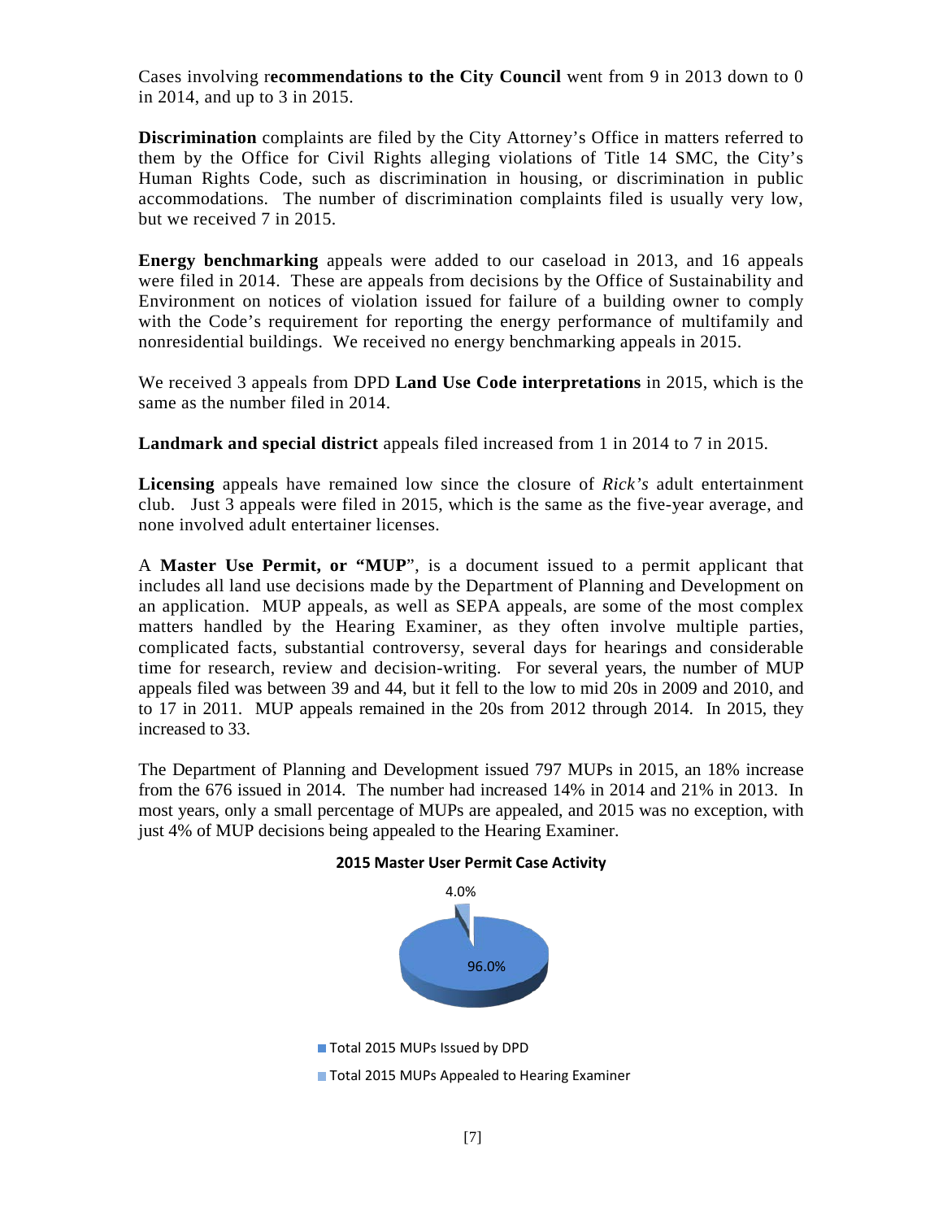Cases involving r**ecommendations to the City Council** went from 9 in 2013 down to 0 in 2014, and up to 3 in 2015.

**Discrimination** complaints are filed by the City Attorney's Office in matters referred to them by the Office for Civil Rights alleging violations of Title 14 SMC, the City's Human Rights Code, such as discrimination in housing, or discrimination in public accommodations. The number of discrimination complaints filed is usually very low, but we received 7 in 2015.

**Energy benchmarking** appeals were added to our caseload in 2013, and 16 appeals were filed in 2014. These are appeals from decisions by the Office of Sustainability and Environment on notices of violation issued for failure of a building owner to comply with the Code's requirement for reporting the energy performance of multifamily and nonresidential buildings. We received no energy benchmarking appeals in 2015.

We received 3 appeals from DPD **Land Use Code interpretations** in 2015, which is the same as the number filed in 2014.

**Landmark and special district** appeals filed increased from 1 in 2014 to 7 in 2015.

**Licensing** appeals have remained low since the closure of *Rick's* adult entertainment club. Just 3 appeals were filed in 2015, which is the same as the five-year average, and none involved adult entertainer licenses.

A **Master Use Permit, or "MUP**", is a document issued to a permit applicant that includes all land use decisions made by the Department of Planning and Development on an application. MUP appeals, as well as SEPA appeals, are some of the most complex matters handled by the Hearing Examiner, as they often involve multiple parties, complicated facts, substantial controversy, several days for hearings and considerable time for research, review and decision-writing. For several years, the number of MUP appeals filed was between 39 and 44, but it fell to the low to mid 20s in 2009 and 2010, and to 17 in 2011. MUP appeals remained in the 20s from 2012 through 2014. In 2015, they increased to 33.

The Department of Planning and Development issued 797 MUPs in 2015, an 18% increase from the 676 issued in 2014. The number had increased 14% in 2014 and 21% in 2013. In most years, only a small percentage of MUPs are appealed, and 2015 was no exception, with just 4% of MUP decisions being appealed to the Hearing Examiner.

**2015 Master User Permit Case Activity**

4.0%

96.0%

- Total 2015 MUPs Issued by DPD
- Total 2015 MUPs Appealed to Hearing Examiner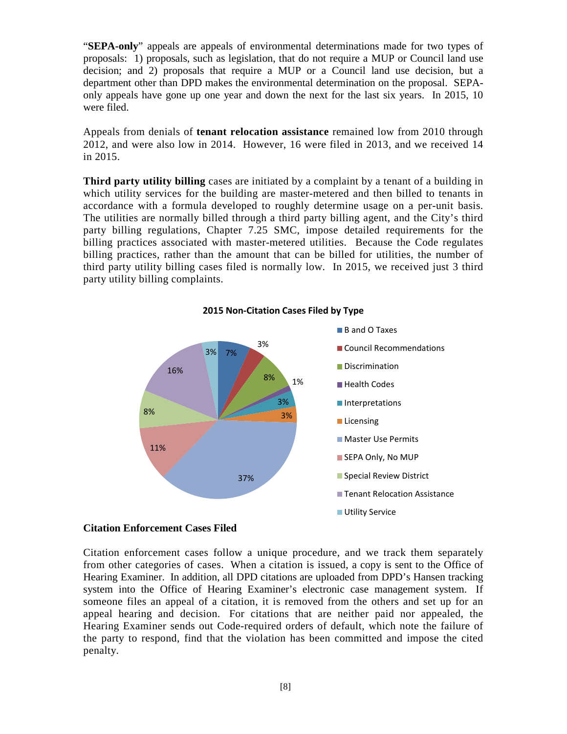"**SEPA-only**" appeals are appeals of environmental determinations made for two types of proposals: 1) proposals, such as legislation, that do not require a MUP or Council land use decision; and 2) proposals that require a MUP or a Council land use decision, but a department other than DPD makes the environmental determination on the proposal. SEPA-only appeals have gone up one year and down the next for the last six years. In 2015, 10 were filed.

Appeals from denials of **tenant relocation assistance** remained low from 2010 through 2012, and were also low in 2014. However, 16 were filed in 2013, and we received 14 in 2015.

**Third party utility billing** cases are initiated by a complaint by a tenant of a building in which utility services for the building are master-metered and then billed to tenants in accordance with a formula developed to roughly determine usage on a per-unit basis. The utilities are normally billed through a third party billing agent, and the City's third party billing regulations, Chapter 7.25 SMC, impose detailed requirements for the billing practices associated with master-metered utilities. Because the Code regulates billing practices, rather than the amount that can be billed for utilities, the number of third party utility billing cases filed is normally low. In 2015, we received just 3 third party utility billing complaints.

**2015 Non-Citation Cases Filed by Type**

| Type | Percent |
| --- | --- |
| B and O Taxes | 7% |
| Council Recommendations | 3% |
| Discrimination | 8% |
| Health Codes | 1% |
| Interpretations | 3% |
| Licensing | 3% |
| Master Use Permits | 37% |
| SEPA Only, No MUP | 11% |
| Special Review District | 8% |
| Tenant Relocation Assistance | 16% |
| Utility Service | 3% |

### Citation Enforcement Cases Filed

Citation enforcement cases follow a unique procedure, and we track them separately from other categories of cases. When a citation is issued, a copy is sent to the Office of Hearing Examiner. In addition, all DPD citations are uploaded from DPD's Hansen tracking system into the Office of Hearing Examiner's electronic case management system. If someone files an appeal of a citation, it is removed from the others and set up for an appeal hearing and decision. For citations that are neither paid nor appealed, the Hearing Examiner sends out Code-required orders of default, which note the failure of the party to respond, find that the violation has been committed and impose the cited penalty.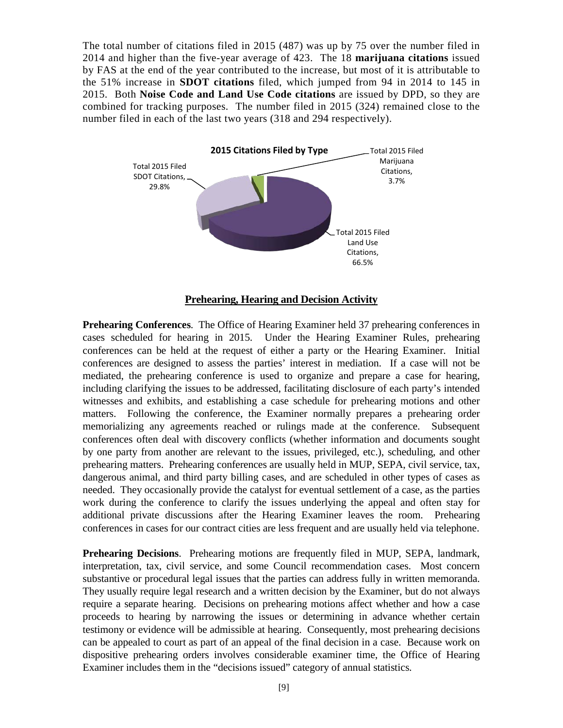The total number of citations filed in 2015 (487) was up by 75 over the number filed in 2014 and higher than the five-year average of 423. The 18 **marijuana citations** issued by FAS at the end of the year contributed to the increase, but most of it is attributable to the 51% increase in **SDOT citations** filed, which jumped from 94 in 2014 to 145 in 2015. Both **Noise Code and Land Use Code citations** are issued by DPD, so they are combined for tracking purposes. The number filed in 2015 (324) remained close to the number filed in each of the last two years (318 and 294 respectively).

**2015 Citations Filed by Type**

- Total 2015 Filed SDOT Citations, 29.8%
- Total 2015 Filed Marijuana Citations, 3.7%
- Total 2015 Filed Land Use Citations, 66.5%

## Prehearing, Hearing and Decision Activity

**Prehearing Conferences**. The Office of Hearing Examiner held 37 prehearing conferences in cases scheduled for hearing in 2015. Under the Hearing Examiner Rules, prehearing conferences can be held at the request of either a party or the Hearing Examiner. Initial conferences are designed to assess the parties' interest in mediation. If a case will not be mediated, the prehearing conference is used to organize and prepare a case for hearing, including clarifying the issues to be addressed, facilitating disclosure of each party's intended witnesses and exhibits, and establishing a case schedule for prehearing motions and other matters. Following the conference, the Examiner normally prepares a prehearing order memorializing any agreements reached or rulings made at the conference. Subsequent conferences often deal with discovery conflicts (whether information and documents sought by one party from another are relevant to the issues, privileged, etc.), scheduling, and other prehearing matters. Prehearing conferences are usually held in MUP, SEPA, civil service, tax, dangerous animal, and third party billing cases, and are scheduled in other types of cases as needed. They occasionally provide the catalyst for eventual settlement of a case, as the parties work during the conference to clarify the issues underlying the appeal and often stay for additional private discussions after the Hearing Examiner leaves the room. Prehearing conferences in cases for our contract cities are less frequent and are usually held via telephone.

**Prehearing Decisions**. Prehearing motions are frequently filed in MUP, SEPA, landmark, interpretation, tax, civil service, and some Council recommendation cases. Most concern substantive or procedural legal issues that the parties can address fully in written memoranda. They usually require legal research and a written decision by the Examiner, but do not always require a separate hearing. Decisions on prehearing motions affect whether and how a case proceeds to hearing by narrowing the issues or determining in advance whether certain testimony or evidence will be admissible at hearing. Consequently, most prehearing decisions can be appealed to court as part of an appeal of the final decision in a case. Because work on dispositive prehearing orders involves considerable examiner time, the Office of Hearing Examiner includes them in the "decisions issued" category of annual statistics.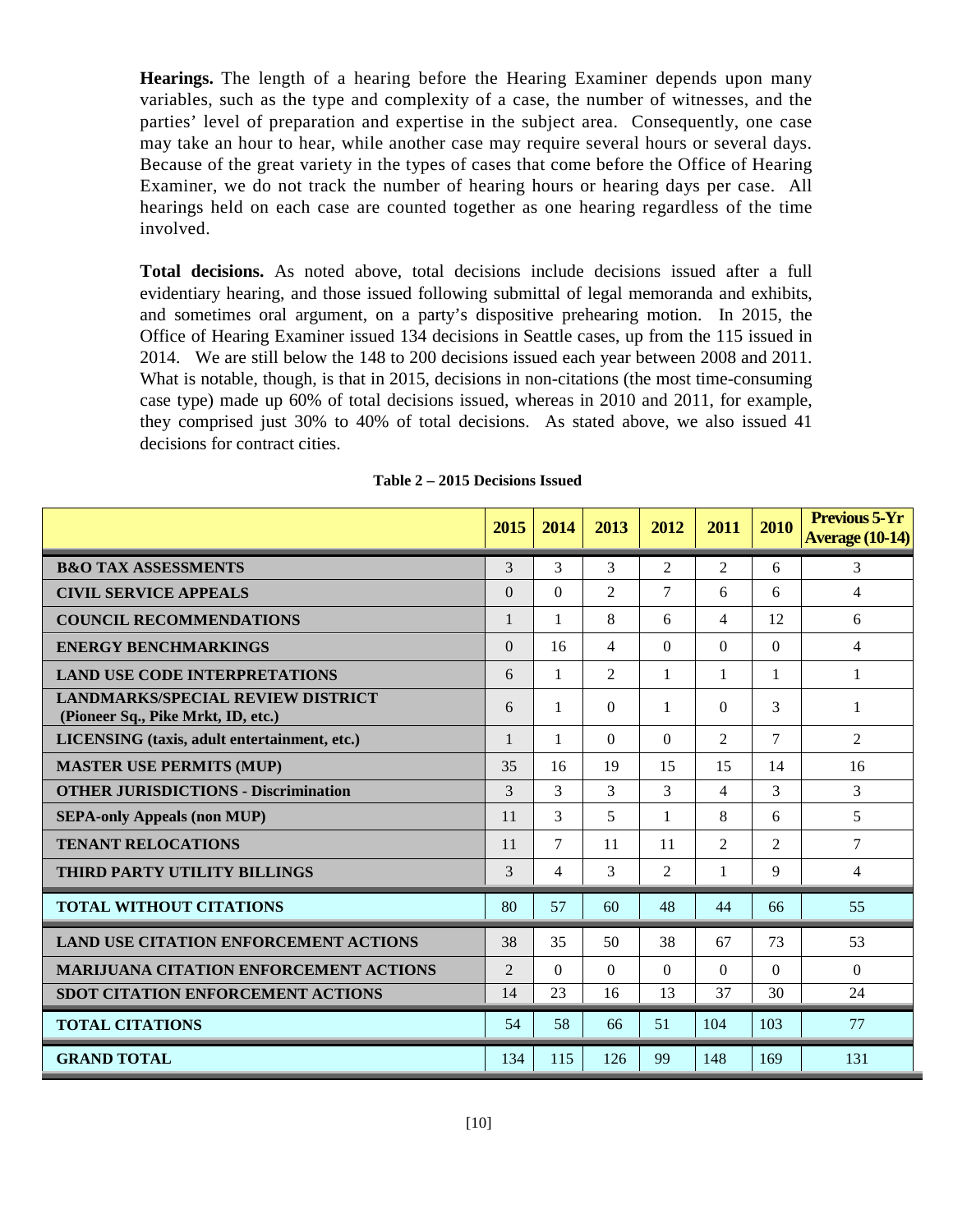**Hearings.** The length of a hearing before the Hearing Examiner depends upon many variables, such as the type and complexity of a case, the number of witnesses, and the parties' level of preparation and expertise in the subject area. Consequently, one case may take an hour to hear, while another case may require several hours or several days. Because of the great variety in the types of cases that come before the Office of Hearing Examiner, we do not track the number of hearing hours or hearing days per case. All hearings held on each case are counted together as one hearing regardless of the time involved.

**Total decisions.** As noted above, total decisions include decisions issued after a full evidentiary hearing, and those issued following submittal of legal memoranda and exhibits, and sometimes oral argument, on a party's dispositive prehearing motion. In 2015, the Office of Hearing Examiner issued 134 decisions in Seattle cases, up from the 115 issued in 2014. We are still below the 148 to 200 decisions issued each year between 2008 and 2011. What is notable, though, is that in 2015, decisions in non-citations (the most time-consuming case type) made up 60% of total decisions issued, whereas in 2010 and 2011, for example, they comprised just 30% to 40% of total decisions. As stated above, we also issued 41 decisions for contract cities.

**Table 2 – 2015 Decisions Issued**

| | 2015 | 2014 | 2013 | 2012 | 2011 | 2010 | Previous 5-Yr Average (10-14) |
|---|---|---|---|---|---|---|---|
| **B&O TAX ASSESSMENTS** | 3 | 3 | 3 | 2 | 2 | 6 | 3 |
| **CIVIL SERVICE APPEALS** | 0 | 0 | 2 | 7 | 6 | 6 | 4 |
| **COUNCIL RECOMMENDATIONS** | 1 | 1 | 8 | 6 | 4 | 12 | 6 |
| **ENERGY BENCHMARKINGS** | 0 | 16 | 4 | 0 | 0 | 0 | 4 |
| **LAND USE CODE INTERPRETATIONS** | 6 | 1 | 2 | 1 | 1 | 1 | 1 |
| **LANDMARKS/SPECIAL REVIEW DISTRICT (Pioneer Sq., Pike Mrkt, ID, etc.)** | 6 | 1 | 0 | 1 | 0 | 3 | 1 |
| **LICENSING (taxis, adult entertainment, etc.)** | 1 | 1 | 0 | 0 | 2 | 7 | 2 |
| **MASTER USE PERMITS (MUP)** | 35 | 16 | 19 | 15 | 15 | 14 | 16 |
| **OTHER JURISDICTIONS - Discrimination** | 3 | 3 | 3 | 3 | 4 | 3 | 3 |
| **SEPA-only Appeals (non MUP)** | 11 | 3 | 5 | 1 | 8 | 6 | 5 |
| **TENANT RELOCATIONS** | 11 | 7 | 11 | 11 | 2 | 2 | 7 |
| **THIRD PARTY UTILITY BILLINGS** | 3 | 4 | 3 | 2 | 1 | 9 | 4 |
| **TOTAL WITHOUT CITATIONS** | 80 | 57 | 60 | 48 | 44 | 66 | 55 |
| **LAND USE CITATION ENFORCEMENT ACTIONS** | 38 | 35 | 50 | 38 | 67 | 73 | 53 |
| **MARIJUANA CITATION ENFORCEMENT ACTIONS** | 2 | 0 | 0 | 0 | 0 | 0 | 0 |
| **SDOT CITATION ENFORCEMENT ACTIONS** | 14 | 23 | 16 | 13 | 37 | 30 | 24 |
| **TOTAL CITATIONS** | 54 | 58 | 66 | 51 | 104 | 103 | 77 |
| **GRAND TOTAL** | 134 | 115 | 126 | 99 | 148 | 169 | 131 |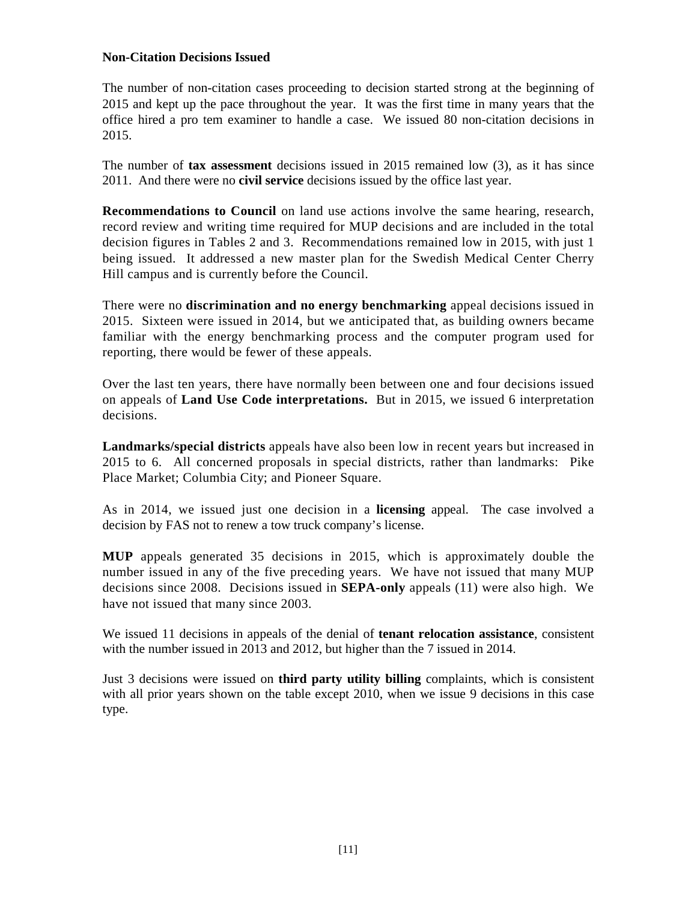**Non-Citation Decisions Issued**

The number of non-citation cases proceeding to decision started strong at the beginning of 2015 and kept up the pace throughout the year. It was the first time in many years that the office hired a pro tem examiner to handle a case. We issued 80 non-citation decisions in 2015.

The number of **tax assessment** decisions issued in 2015 remained low (3), as it has since 2011. And there were no **civil service** decisions issued by the office last year.

**Recommendations to Council** on land use actions involve the same hearing, research, record review and writing time required for MUP decisions and are included in the total decision figures in Tables 2 and 3. Recommendations remained low in 2015, with just 1 being issued. It addressed a new master plan for the Swedish Medical Center Cherry Hill campus and is currently before the Council.

There were no **discrimination and no energy benchmarking** appeal decisions issued in 2015. Sixteen were issued in 2014, but we anticipated that, as building owners became familiar with the energy benchmarking process and the computer program used for reporting, there would be fewer of these appeals.

Over the last ten years, there have normally been between one and four decisions issued on appeals of **Land Use Code interpretations.** But in 2015, we issued 6 interpretation decisions.

**Landmarks/special districts** appeals have also been low in recent years but increased in 2015 to 6. All concerned proposals in special districts, rather than landmarks: Pike Place Market; Columbia City; and Pioneer Square.

As in 2014, we issued just one decision in a **licensing** appeal. The case involved a decision by FAS not to renew a tow truck company's license.

**MUP** appeals generated 35 decisions in 2015, which is approximately double the number issued in any of the five preceding years. We have not issued that many MUP decisions since 2008. Decisions issued in **SEPA-only** appeals (11) were also high. We have not issued that many since 2003.

We issued 11 decisions in appeals of the denial of **tenant relocation assistance**, consistent with the number issued in 2013 and 2012, but higher than the 7 issued in 2014.

Just 3 decisions were issued on **third party utility billing** complaints, which is consistent with all prior years shown on the table except 2010, when we issue 9 decisions in this case type.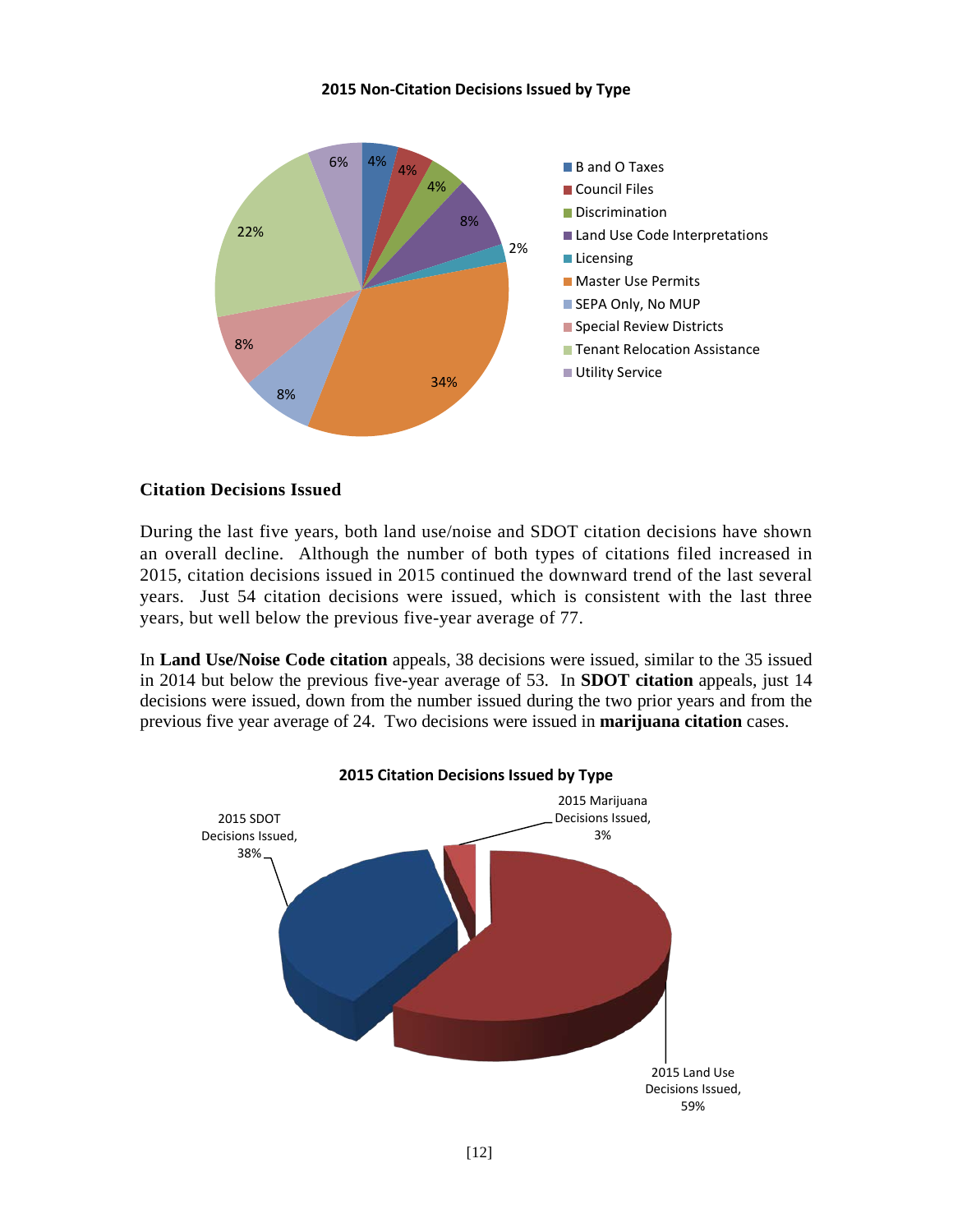**2015 Non-Citation Decisions Issued by Type**

| Type | Percent |
|---|---|
| B and O Taxes | 4% |
| Council Files | 4% |
| Discrimination | 4% |
| Land Use Code Interpretations | 8% |
| Licensing | 2% |
| Master Use Permits | 34% |
| SEPA Only, No MUP | 8% |
| Special Review Districts | 8% |
| Tenant Relocation Assistance | 22% |
| Utility Service | 6% |

### Citation Decisions Issued

During the last five years, both land use/noise and SDOT citation decisions have shown an overall decline. Although the number of both types of citations filed increased in 2015, citation decisions issued in 2015 continued the downward trend of the last several years. Just 54 citation decisions were issued, which is consistent with the last three years, but well below the previous five-year average of 77.

In **Land Use/Noise Code citation** appeals, 38 decisions were issued, similar to the 35 issued in 2014 but below the previous five-year average of 53. In **SDOT citation** appeals, just 14 decisions were issued, down from the number issued during the two prior years and from the previous five year average of 24. Two decisions were issued in **marijuana citation** cases.

**2015 Citation Decisions Issued by Type**

| Type | Percent |
|---|---|
| 2015 SDOT Decisions Issued | 38% |
| 2015 Marijuana Decisions Issued | 3% |
| 2015 Land Use Decisions Issued | 59% |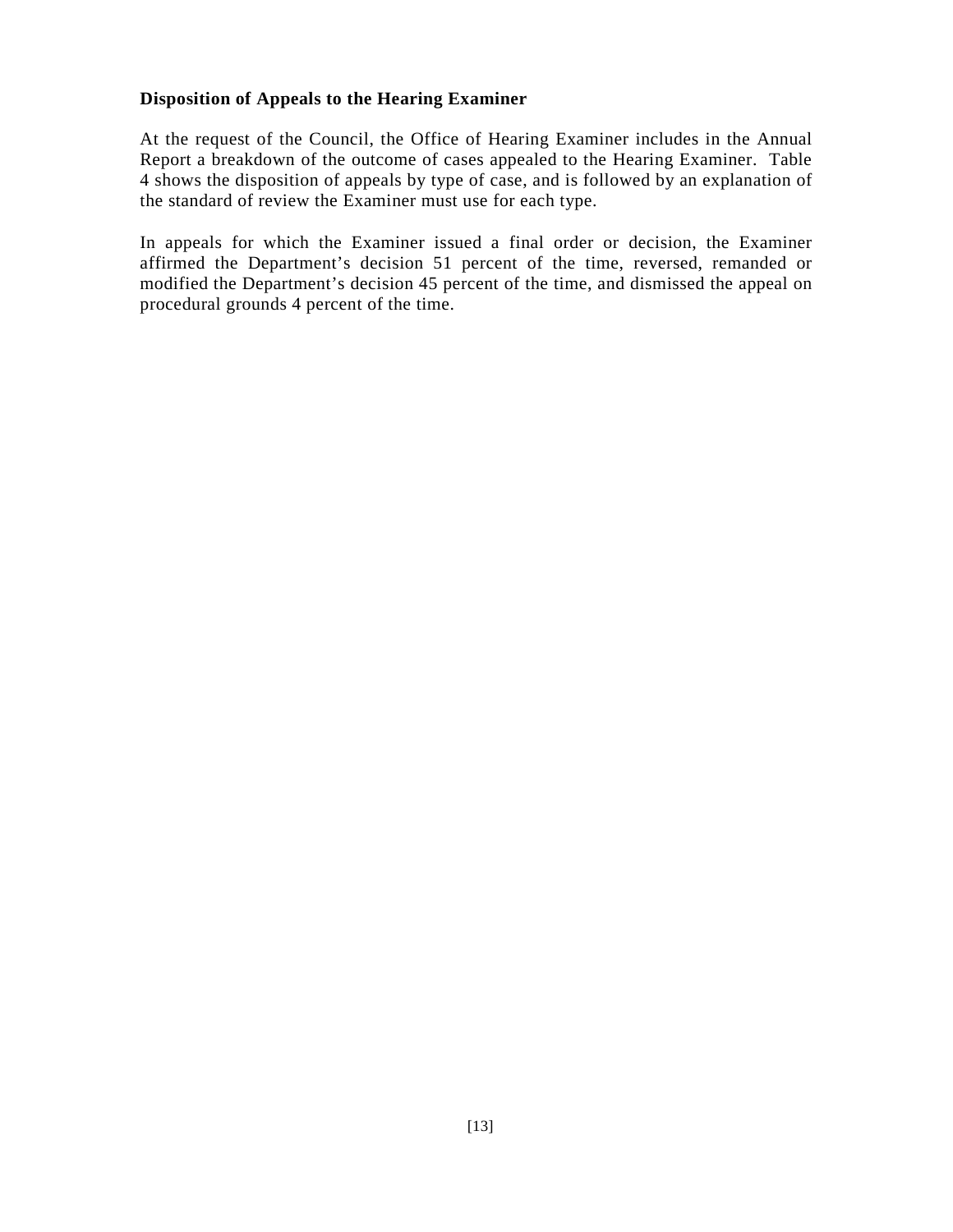**Disposition of Appeals to the Hearing Examiner**

At the request of the Council, the Office of Hearing Examiner includes in the Annual Report a breakdown of the outcome of cases appealed to the Hearing Examiner. Table 4 shows the disposition of appeals by type of case, and is followed by an explanation of the standard of review the Examiner must use for each type.

In appeals for which the Examiner issued a final order or decision, the Examiner affirmed the Department's decision 51 percent of the time, reversed, remanded or modified the Department's decision 45 percent of the time, and dismissed the appeal on procedural grounds 4 percent of the time.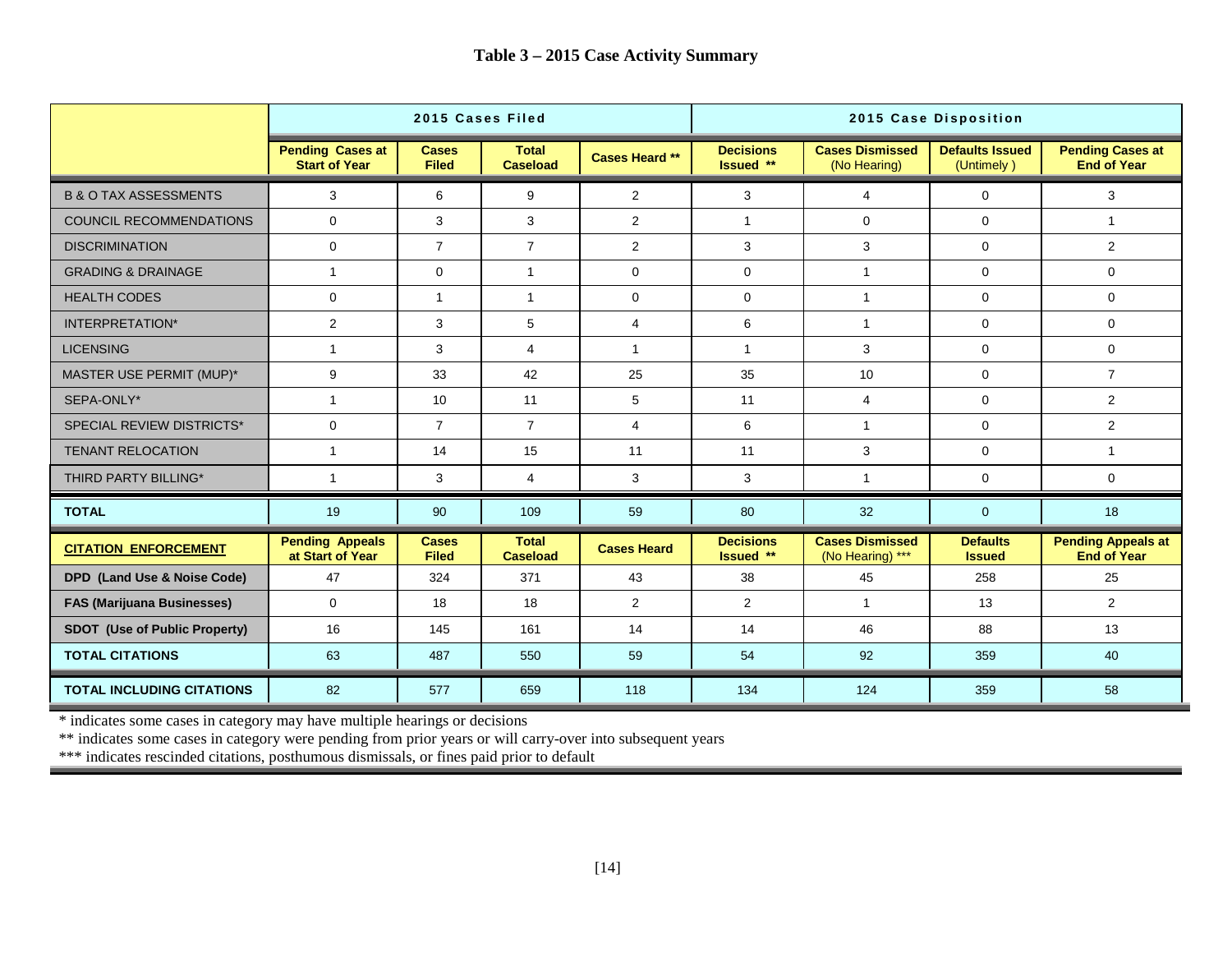# Table 3 – 2015 Case Activity Summary

| | 2015 Cases Filed | | | | 2015 Case Disposition | | | |
|---|---|---|---|---|---|---|---|---|
| | **Pending Cases at Start of Year** | **Cases Filed** | **Total Caseload** | **Cases Heard \*\*** | **Decisions Issued \*\*** | **Cases Dismissed** (No Hearing) | **Defaults Issued** (Untimely ) | **Pending Cases at End of Year** |
| B & O TAX ASSESSMENTS | 3 | 6 | 9 | 2 | 3 | 4 | 0 | 3 |
| COUNCIL RECOMMENDATIONS | 0 | 3 | 3 | 2 | 1 | 0 | 0 | 1 |
| DISCRIMINATION | 0 | 7 | 7 | 2 | 3 | 3 | 0 | 2 |
| GRADING & DRAINAGE | 1 | 0 | 1 | 0 | 0 | 1 | 0 | 0 |
| HEALTH CODES | 0 | 1 | 1 | 0 | 0 | 1 | 0 | 0 |
| INTERPRETATION* | 2 | 3 | 5 | 4 | 6 | 1 | 0 | 0 |
| LICENSING | 1 | 3 | 4 | 1 | 1 | 3 | 0 | 0 |
| MASTER USE PERMIT (MUP)* | 9 | 33 | 42 | 25 | 35 | 10 | 0 | 7 |
| SEPA-ONLY* | 1 | 10 | 11 | 5 | 11 | 4 | 0 | 2 |
| SPECIAL REVIEW DISTRICTS* | 0 | 7 | 7 | 4 | 6 | 1 | 0 | 2 |
| TENANT RELOCATION | 1 | 14 | 15 | 11 | 11 | 3 | 0 | 1 |
| THIRD PARTY BILLING* | 1 | 3 | 4 | 3 | 3 | 1 | 0 | 0 |
| **TOTAL** | 19 | 90 | 109 | 59 | 80 | 32 | 0 | 18 |
| **CITATION ENFORCEMENT** | **Pending Appeals at Start of Year** | **Cases Filed** | **Total Caseload** | **Cases Heard** | **Decisions Issued \*\*** | **Cases Dismissed** (No Hearing) \*\*\* | **Defaults Issued** | **Pending Appeals at End of Year** |
| **DPD (Land Use & Noise Code)** | 47 | 324 | 371 | 43 | 38 | 45 | 258 | 25 |
| **FAS (Marijuana Businesses)** | 0 | 18 | 18 | 2 | 2 | 1 | 13 | 2 |
| **SDOT (Use of Public Property)** | 16 | 145 | 161 | 14 | 14 | 46 | 88 | 13 |
| **TOTAL CITATIONS** | 63 | 487 | 550 | 59 | 54 | 92 | 359 | 40 |
| **TOTAL INCLUDING CITATIONS** | 82 | 577 | 659 | 118 | 134 | 124 | 359 | 58 |

\* indicates some cases in category may have multiple hearings or decisions

\*\* indicates some cases in category were pending from prior years or will carry-over into subsequent years

\*\*\* indicates rescinded citations, posthumous dismissals, or fines paid prior to default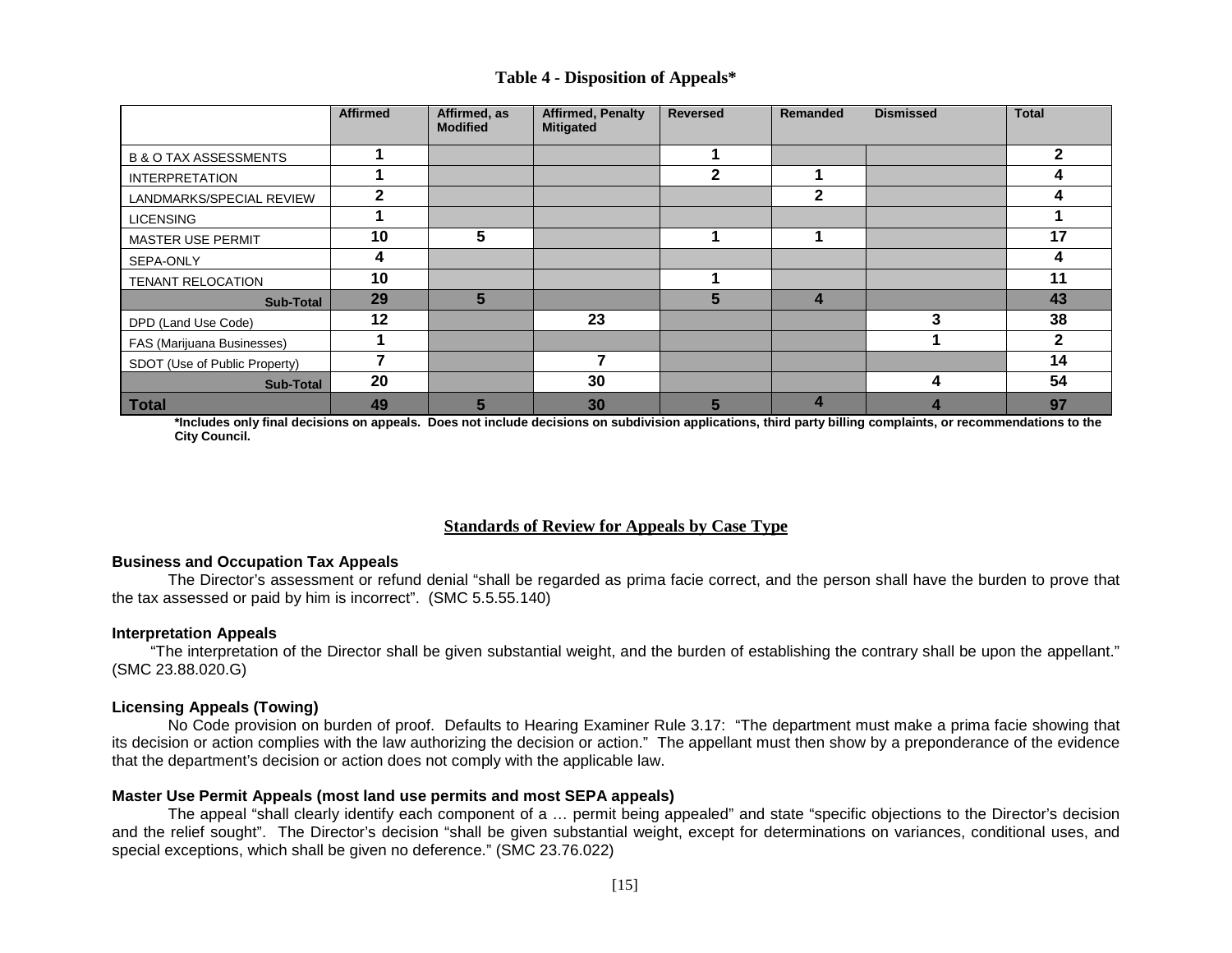**Table 4 - Disposition of Appeals***

| | Affirmed | Affirmed, as Modified | Affirmed, Penalty Mitigated | Reversed | Remanded | Dismissed | Total |
|---|---|---|---|---|---|---|---|
| B & O TAX ASSESSMENTS | 1 | | | 1 | | | 2 |
| INTERPRETATION | 1 | | | 2 | 1 | | 4 |
| LANDMARKS/SPECIAL REVIEW | 2 | | | | 2 | | 4 |
| LICENSING | 1 | | | | | | 1 |
| MASTER USE PERMIT | 10 | 5 | | 1 | 1 | | 17 |
| SEPA-ONLY | 4 | | | | | | 4 |
| TENANT RELOCATION | 10 | | | 1 | | | 11 |
| **Sub-Total** | **29** | **5** | | **5** | **4** | | **43** |
| DPD (Land Use Code) | 12 | | 23 | | | 3 | 38 |
| FAS (Marijuana Businesses) | 1 | | | | | 1 | 2 |
| SDOT (Use of Public Property) | 7 | | 7 | | | | 14 |
| **Sub-Total** | **20** | | **30** | | | **4** | **54** |
| **Total** | **49** | **5** | **30** | **5** | **4** | **4** | **97** |

***Includes only final decisions on appeals. Does not include decisions on subdivision applications, third party billing complaints, or recommendations to the City Council.**

## Standards of Review for Appeals by Case Type

**Business and Occupation Tax Appeals**

The Director's assessment or refund denial "shall be regarded as prima facie correct, and the person shall have the burden to prove that the tax assessed or paid by him is incorrect". (SMC 5.5.55.140)

**Interpretation Appeals**

"The interpretation of the Director shall be given substantial weight, and the burden of establishing the contrary shall be upon the appellant." (SMC 23.88.020.G)

**Licensing Appeals (Towing)**

No Code provision on burden of proof. Defaults to Hearing Examiner Rule 3.17: "The department must make a prima facie showing that its decision or action complies with the law authorizing the decision or action." The appellant must then show by a preponderance of the evidence that the department's decision or action does not comply with the applicable law.

**Master Use Permit Appeals (most land use permits and most SEPA appeals)**

The appeal "shall clearly identify each component of a … permit being appealed" and state "specific objections to the Director's decision and the relief sought". The Director's decision "shall be given substantial weight, except for determinations on variances, conditional uses, and special exceptions, which shall be given no deference." (SMC 23.76.022)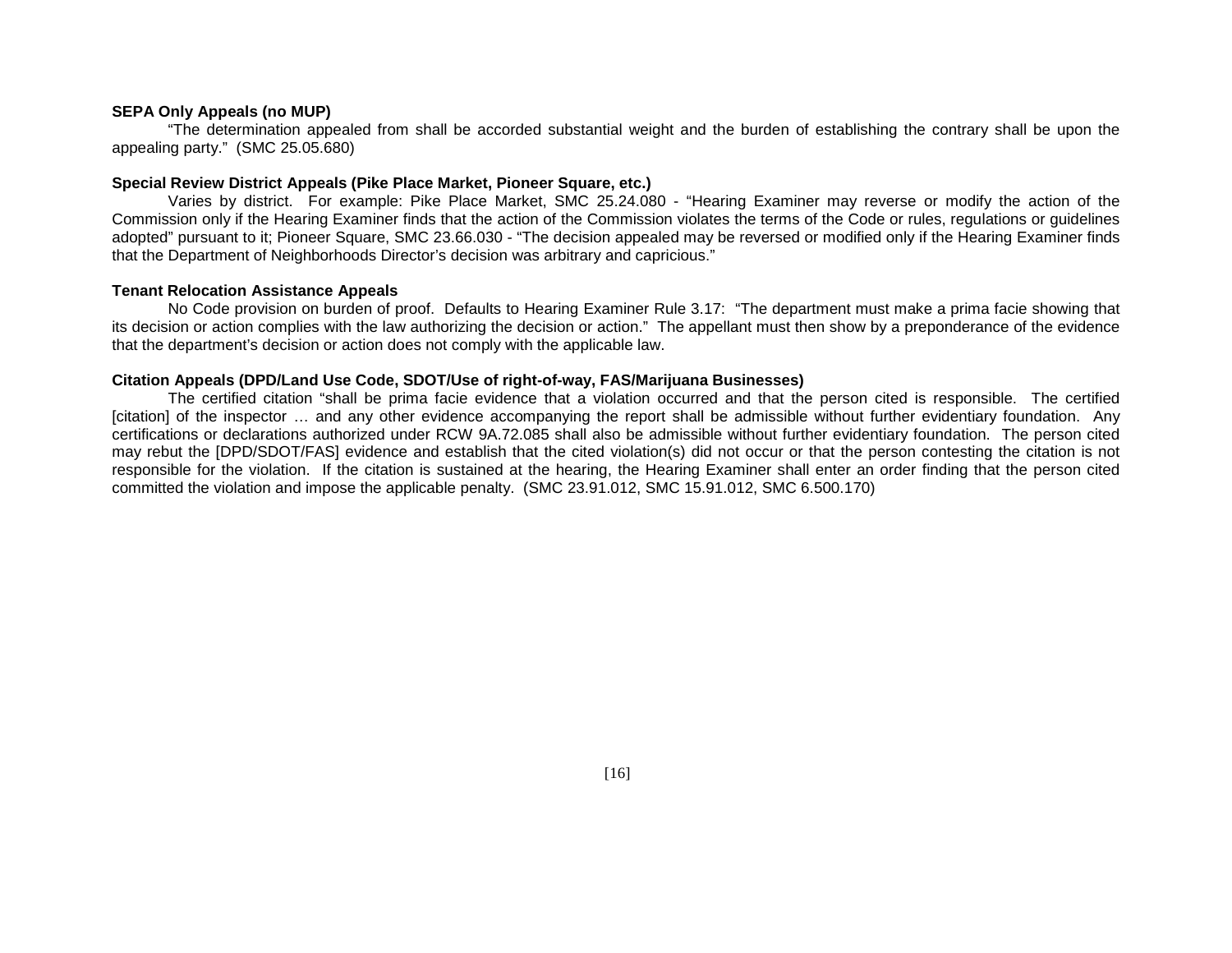**SEPA Only Appeals (no MUP)**

"The determination appealed from shall be accorded substantial weight and the burden of establishing the contrary shall be upon the appealing party." (SMC 25.05.680)

**Special Review District Appeals (Pike Place Market, Pioneer Square, etc.)**

Varies by district. For example: Pike Place Market, SMC 25.24.080 - "Hearing Examiner may reverse or modify the action of the Commission only if the Hearing Examiner finds that the action of the Commission violates the terms of the Code or rules, regulations or guidelines adopted" pursuant to it; Pioneer Square, SMC 23.66.030 - "The decision appealed may be reversed or modified only if the Hearing Examiner finds that the Department of Neighborhoods Director's decision was arbitrary and capricious."

**Tenant Relocation Assistance Appeals**

No Code provision on burden of proof. Defaults to Hearing Examiner Rule 3.17: "The department must make a prima facie showing that its decision or action complies with the law authorizing the decision or action." The appellant must then show by a preponderance of the evidence that the department's decision or action does not comply with the applicable law.

**Citation Appeals (DPD/Land Use Code, SDOT/Use of right-of-way, FAS/Marijuana Businesses)**

The certified citation "shall be prima facie evidence that a violation occurred and that the person cited is responsible. The certified [citation] of the inspector … and any other evidence accompanying the report shall be admissible without further evidentiary foundation. Any certifications or declarations authorized under RCW 9A.72.085 shall also be admissible without further evidentiary foundation. The person cited may rebut the [DPD/SDOT/FAS] evidence and establish that the cited violation(s) did not occur or that the person contesting the citation is not responsible for the violation. If the citation is sustained at the hearing, the Hearing Examiner shall enter an order finding that the person cited committed the violation and impose the applicable penalty. (SMC 23.91.012, SMC 15.91.012, SMC 6.500.170)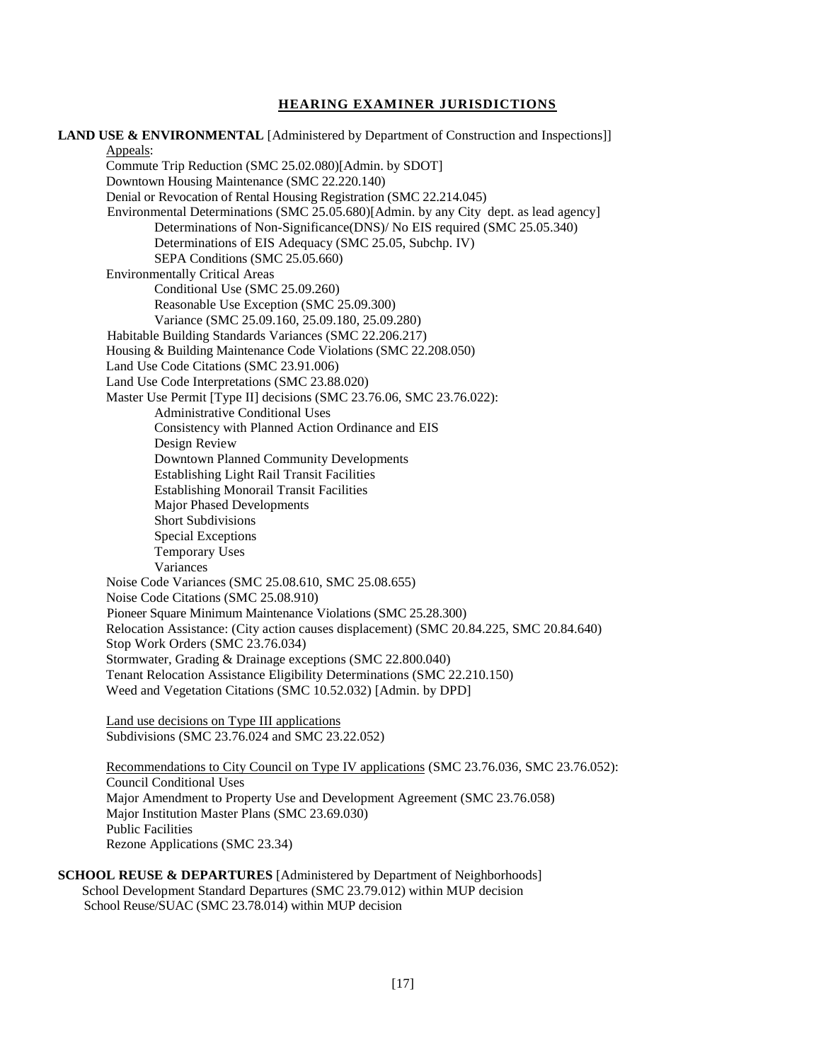## HEARING EXAMINER JURISDICTIONS

**LAND USE & ENVIRONMENTAL** [Administered by Department of Construction and Inspections]]

Appeals:

- Commute Trip Reduction (SMC 25.02.080)[Admin. by SDOT]
- Downtown Housing Maintenance (SMC 22.220.140)
- Denial or Revocation of Rental Housing Registration (SMC 22.214.045)
- Environmental Determinations (SMC 25.05.680)[Admin. by any City dept. as lead agency]
  - Determinations of Non-Significance(DNS)/ No EIS required (SMC 25.05.340)
  - Determinations of EIS Adequacy (SMC 25.05, Subchp. IV)
  - SEPA Conditions (SMC 25.05.660)
- Environmentally Critical Areas
  - Conditional Use (SMC 25.09.260)
  - Reasonable Use Exception (SMC 25.09.300)
  - Variance (SMC 25.09.160, 25.09.180, 25.09.280)
- Habitable Building Standards Variances (SMC 22.206.217)
- Housing & Building Maintenance Code Violations (SMC 22.208.050)
- Land Use Code Citations (SMC 23.91.006)
- Land Use Code Interpretations (SMC 23.88.020)
- Master Use Permit [Type II] decisions (SMC 23.76.06, SMC 23.76.022):
  - Administrative Conditional Uses
  - Consistency with Planned Action Ordinance and EIS
  - Design Review
  - Downtown Planned Community Developments
  - Establishing Light Rail Transit Facilities
  - Establishing Monorail Transit Facilities
  - Major Phased Developments
  - Short Subdivisions
  - Special Exceptions
  - Temporary Uses
  - Variances
- Noise Code Variances (SMC 25.08.610, SMC 25.08.655)
- Noise Code Citations (SMC 25.08.910)
- Pioneer Square Minimum Maintenance Violations (SMC 25.28.300)
- Relocation Assistance: (City action causes displacement) (SMC 20.84.225, SMC 20.84.640)
- Stop Work Orders (SMC 23.76.034)
- Stormwater, Grading & Drainage exceptions (SMC 22.800.040)
- Tenant Relocation Assistance Eligibility Determinations (SMC 22.210.150)
- Weed and Vegetation Citations (SMC 10.52.032) [Admin. by DPD]

Land use decisions on Type III applications

- Subdivisions (SMC 23.76.024 and SMC 23.22.052)

Recommendations to City Council on Type IV applications (SMC 23.76.036, SMC 23.76.052):

- Council Conditional Uses
- Major Amendment to Property Use and Development Agreement (SMC 23.76.058)
- Major Institution Master Plans (SMC 23.69.030)
- Public Facilities
- Rezone Applications (SMC 23.34)

**SCHOOL REUSE & DEPARTURES** [Administered by Department of Neighborhoods]

- School Development Standard Departures (SMC 23.79.012) within MUP decision
- School Reuse/SUAC (SMC 23.78.014) within MUP decision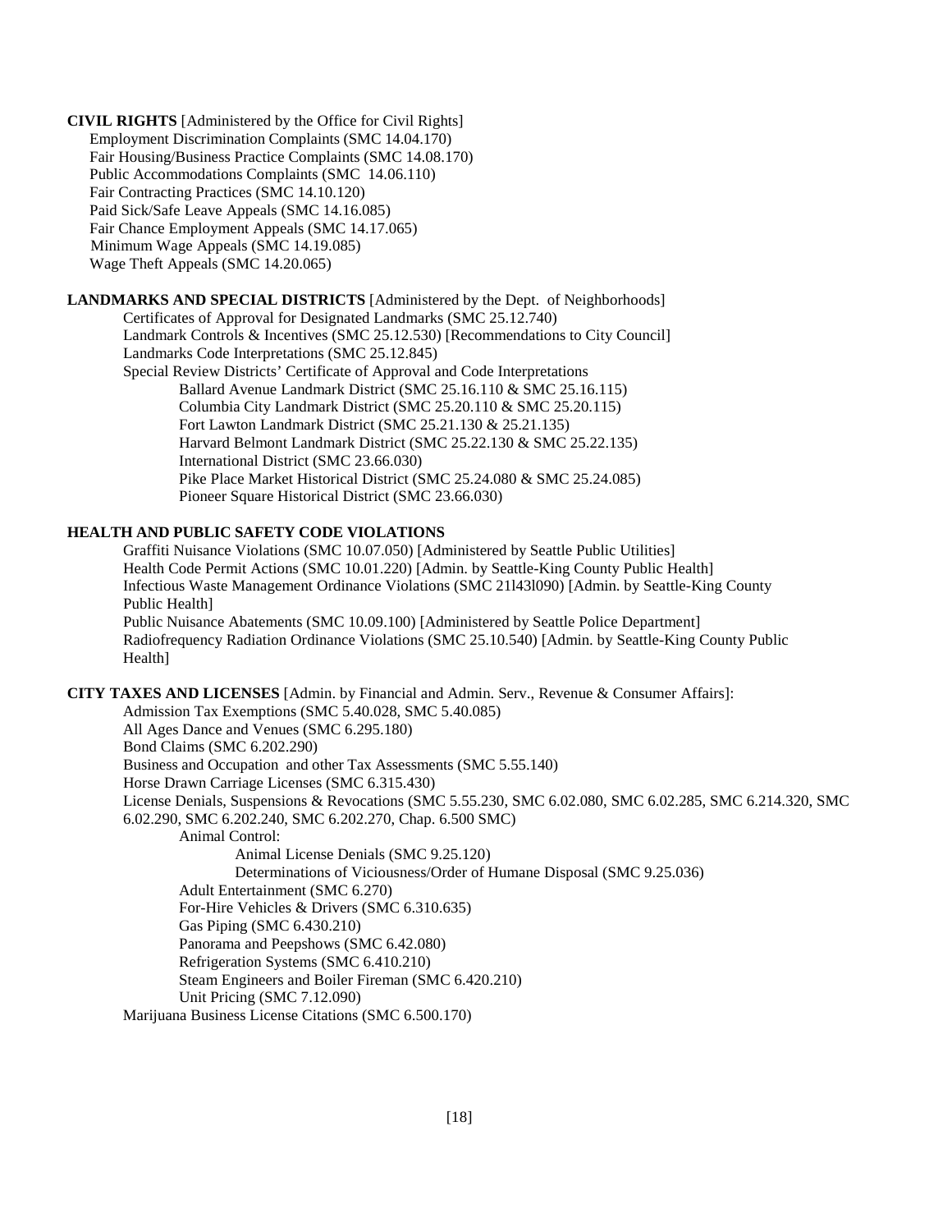**CIVIL RIGHTS** [Administered by the Office for Civil Rights]

- Employment Discrimination Complaints (SMC 14.04.170)
- Fair Housing/Business Practice Complaints (SMC 14.08.170)
- Public Accommodations Complaints (SMC 14.06.110)
- Fair Contracting Practices (SMC 14.10.120)
- Paid Sick/Safe Leave Appeals (SMC 14.16.085)
- Fair Chance Employment Appeals (SMC 14.17.065)
- Minimum Wage Appeals (SMC 14.19.085)
- Wage Theft Appeals (SMC 14.20.065)

**LANDMARKS AND SPECIAL DISTRICTS** [Administered by the Dept. of Neighborhoods]

- Certificates of Approval for Designated Landmarks (SMC 25.12.740)
- Landmark Controls & Incentives (SMC 25.12.530) [Recommendations to City Council]
- Landmarks Code Interpretations (SMC 25.12.845)
- Special Review Districts' Certificate of Approval and Code Interpretations
  - Ballard Avenue Landmark District (SMC 25.16.110 & SMC 25.16.115)
  - Columbia City Landmark District (SMC 25.20.110 & SMC 25.20.115)
  - Fort Lawton Landmark District (SMC 25.21.130 & 25.21.135)
  - Harvard Belmont Landmark District (SMC 25.22.130 & SMC 25.22.135)
  - International District (SMC 23.66.030)
  - Pike Place Market Historical District (SMC 25.24.080 & SMC 25.24.085)
  - Pioneer Square Historical District (SMC 23.66.030)

**HEALTH AND PUBLIC SAFETY CODE VIOLATIONS**

- Graffiti Nuisance Violations (SMC 10.07.050) [Administered by Seattle Public Utilities]
- Health Code Permit Actions (SMC 10.01.220) [Admin. by Seattle-King County Public Health]
- Infectious Waste Management Ordinance Violations (SMC 21l43l090) [Admin. by Seattle-King County Public Health]
- Public Nuisance Abatements (SMC 10.09.100) [Administered by Seattle Police Department]
- Radiofrequency Radiation Ordinance Violations (SMC 25.10.540) [Admin. by Seattle-King County Public Health]

**CITY TAXES AND LICENSES** [Admin. by Financial and Admin. Serv., Revenue & Consumer Affairs]:

- Admission Tax Exemptions (SMC 5.40.028, SMC 5.40.085)
- All Ages Dance and Venues (SMC 6.295.180)
- Bond Claims (SMC 6.202.290)
- Business and Occupation and other Tax Assessments (SMC 5.55.140)
- Horse Drawn Carriage Licenses (SMC 6.315.430)
- License Denials, Suspensions & Revocations (SMC 5.55.230, SMC 6.02.080, SMC 6.02.285, SMC 6.214.320, SMC 6.02.290, SMC 6.202.240, SMC 6.202.270, Chap. 6.500 SMC)
  - Animal Control:
    - Animal License Denials (SMC 9.25.120)
    - Determinations of Viciousness/Order of Humane Disposal (SMC 9.25.036)
  - Adult Entertainment (SMC 6.270)
  - For-Hire Vehicles & Drivers (SMC 6.310.635)
  - Gas Piping (SMC 6.430.210)
  - Panorama and Peepshows (SMC 6.42.080)
  - Refrigeration Systems (SMC 6.410.210)
  - Steam Engineers and Boiler Fireman (SMC 6.420.210)
  - Unit Pricing (SMC 7.12.090)
- Marijuana Business License Citations (SMC 6.500.170)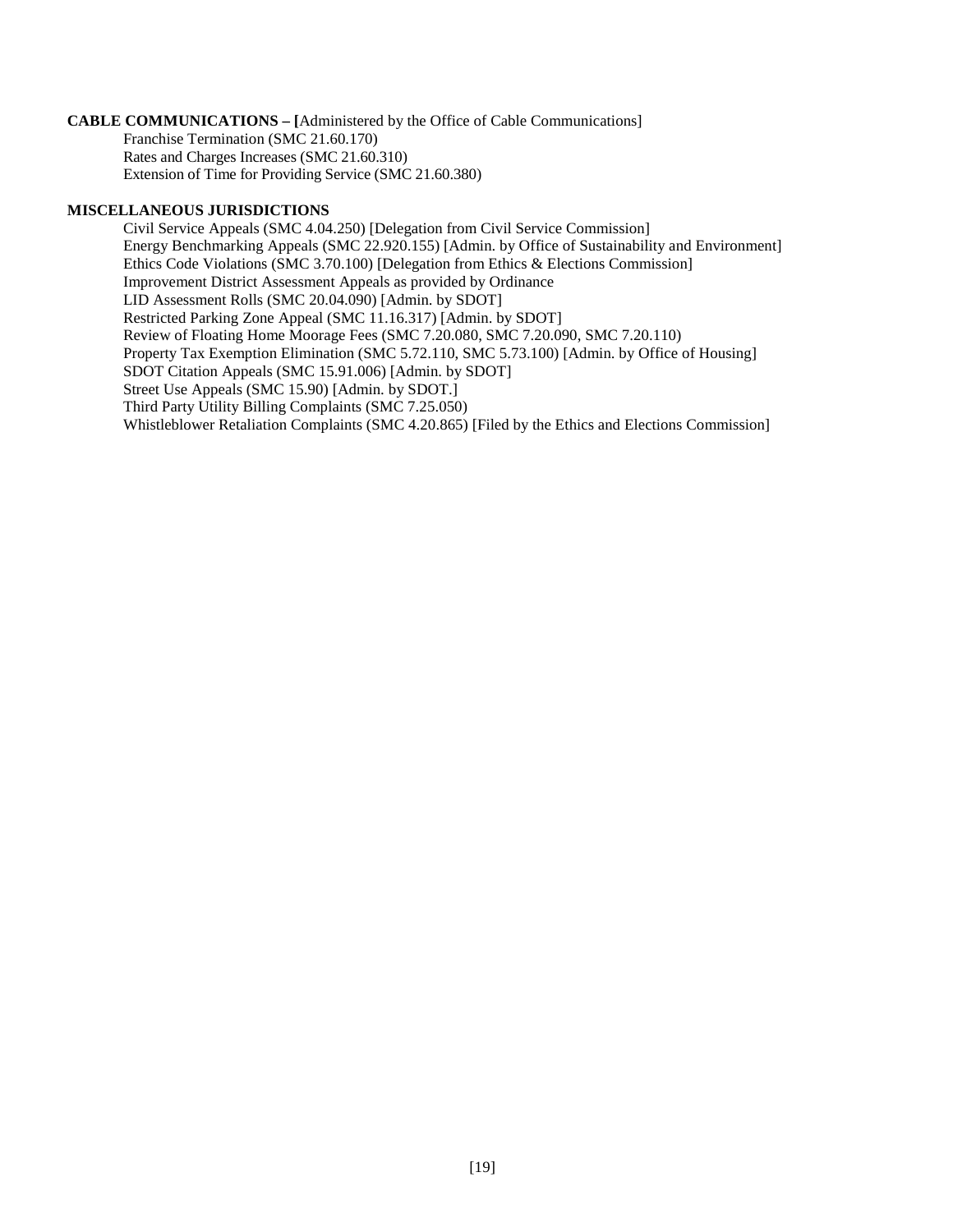**CABLE COMMUNICATIONS – [**Administered by the Office of Cable Communications]

Franchise Termination (SMC 21.60.170)
Rates and Charges Increases (SMC 21.60.310)
Extension of Time for Providing Service (SMC 21.60.380)

**MISCELLANEOUS JURISDICTIONS**

Civil Service Appeals (SMC 4.04.250) [Delegation from Civil Service Commission]
Energy Benchmarking Appeals (SMC 22.920.155) [Admin. by Office of Sustainability and Environment]
Ethics Code Violations (SMC 3.70.100) [Delegation from Ethics & Elections Commission]
Improvement District Assessment Appeals as provided by Ordinance
LID Assessment Rolls (SMC 20.04.090) [Admin. by SDOT]
Restricted Parking Zone Appeal (SMC 11.16.317) [Admin. by SDOT]
Review of Floating Home Moorage Fees (SMC 7.20.080, SMC 7.20.090, SMC 7.20.110)
Property Tax Exemption Elimination (SMC 5.72.110, SMC 5.73.100) [Admin. by Office of Housing]
SDOT Citation Appeals (SMC 15.91.006) [Admin. by SDOT]
Street Use Appeals (SMC 15.90) [Admin. by SDOT.]
Third Party Utility Billing Complaints (SMC 7.25.050)
Whistleblower Retaliation Complaints (SMC 4.20.865) [Filed by the Ethics and Elections Commission]